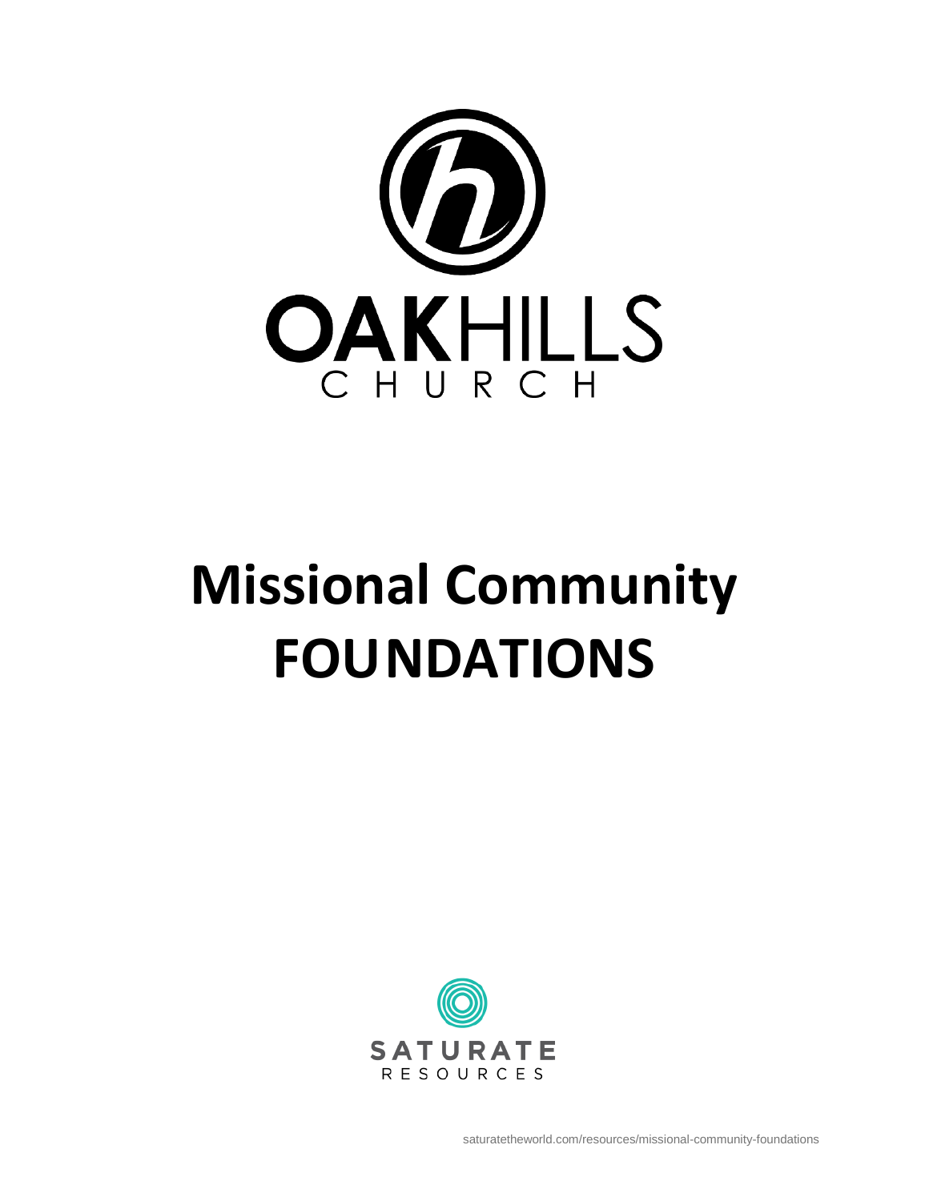OAKHILLS CHURCH

# Missional Community FOUNDATIONS

SATURATE RESOURCES

saturatetheworld.com/resources/missional-community-foundations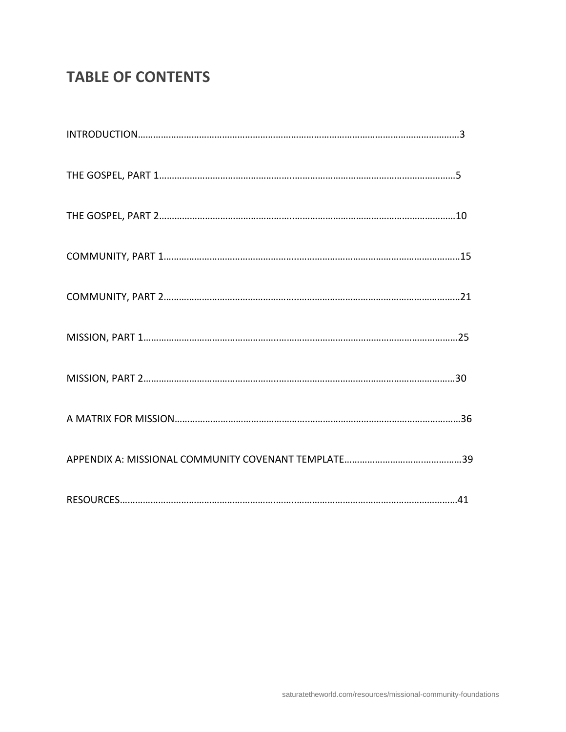# TABLE OF CONTENTS

INTRODUCTION……………………………………………………………………………………………………………3

THE GOSPEL, PART 1……………………………………………………………………………………………………5

THE GOSPEL, PART 2……………………………………………………………………………………………………10

COMMUNITY, PART 1……………………………………………………………………………………………………15

COMMUNITY, PART 2……………………………………………………………………………………………………21

MISSION, PART 1…………………………………………………………………………………………………………25

MISSION, PART 2…………………………………………………………………………………………………………30

A MATRIX FOR MISSION………………………………………………………………………………………………36

APPENDIX A: MISSIONAL COMMUNITY COVENANT TEMPLATE……………………………………………39

RESOURCES………………………………………………………………………………………………………………41

saturatetheworld.com/resources/missional-community-foundations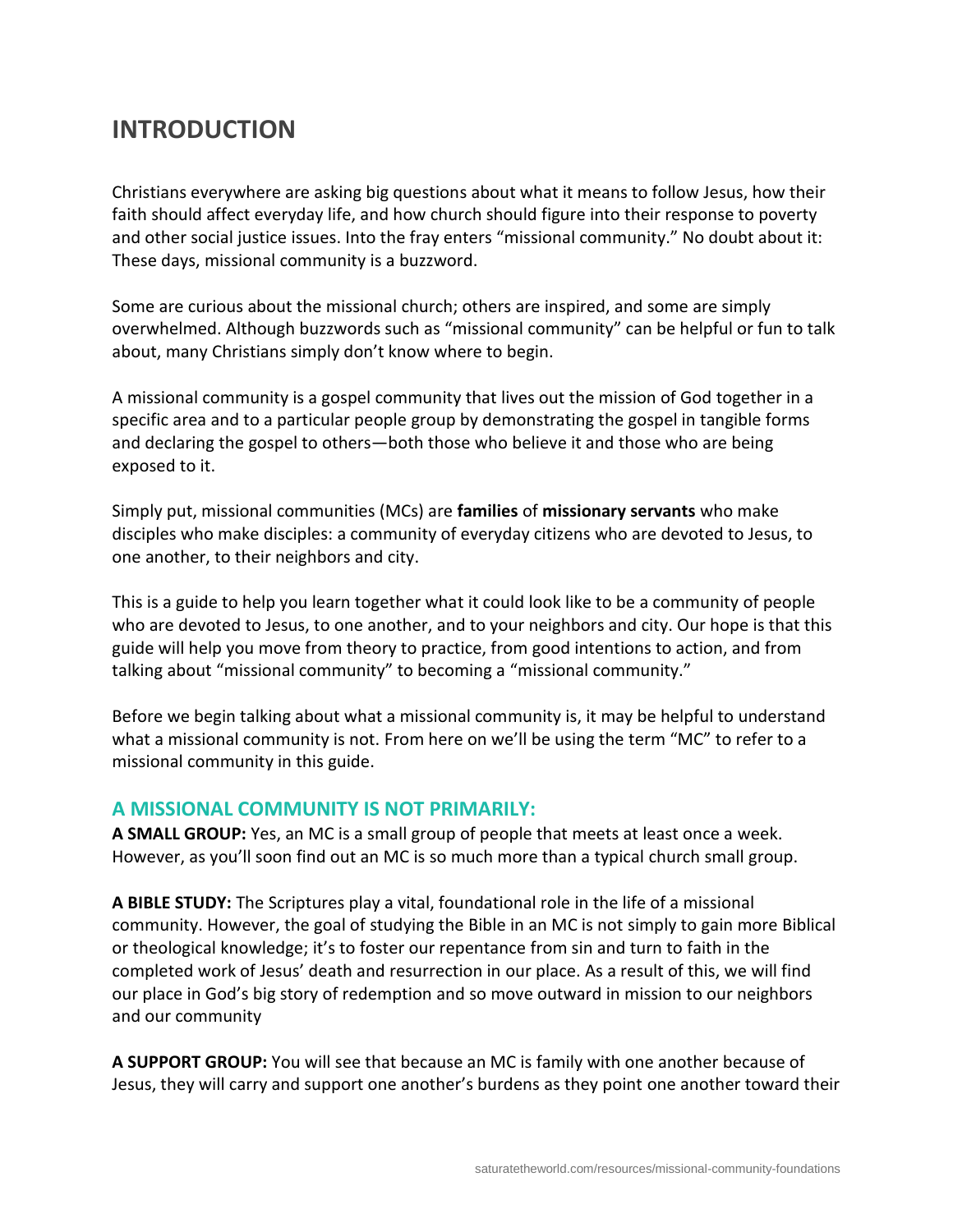## INTRODUCTION

Christians everywhere are asking big questions about what it means to follow Jesus, how their faith should affect everyday life, and how church should figure into their response to poverty and other social justice issues. Into the fray enters "missional community." No doubt about it: These days, missional community is a buzzword.

Some are curious about the missional church; others are inspired, and some are simply overwhelmed. Although buzzwords such as "missional community" can be helpful or fun to talk about, many Christians simply don't know where to begin.

A missional community is a gospel community that lives out the mission of God together in a specific area and to a particular people group by demonstrating the gospel in tangible forms and declaring the gospel to others—both those who believe it and those who are being exposed to it.

Simply put, missional communities (MCs) are **families** of **missionary servants** who make disciples who make disciples: a community of everyday citizens who are devoted to Jesus, to one another, to their neighbors and city.

This is a guide to help you learn together what it could look like to be a community of people who are devoted to Jesus, to one another, and to your neighbors and city. Our hope is that this guide will help you move from theory to practice, from good intentions to action, and from talking about "missional community" to becoming a "missional community."

Before we begin talking about what a missional community is, it may be helpful to understand what a missional community is not. From here on we'll be using the term "MC" to refer to a missional community in this guide.

### A MISSIONAL COMMUNITY IS NOT PRIMARILY:

**A SMALL GROUP:** Yes, an MC is a small group of people that meets at least once a week. However, as you'll soon find out an MC is so much more than a typical church small group.

**A BIBLE STUDY:** The Scriptures play a vital, foundational role in the life of a missional community. However, the goal of studying the Bible in an MC is not simply to gain more Biblical or theological knowledge; it's to foster our repentance from sin and turn to faith in the completed work of Jesus' death and resurrection in our place. As a result of this, we will find our place in God's big story of redemption and so move outward in mission to our neighbors and our community

**A SUPPORT GROUP:** You will see that because an MC is family with one another because of Jesus, they will carry and support one another's burdens as they point one another toward their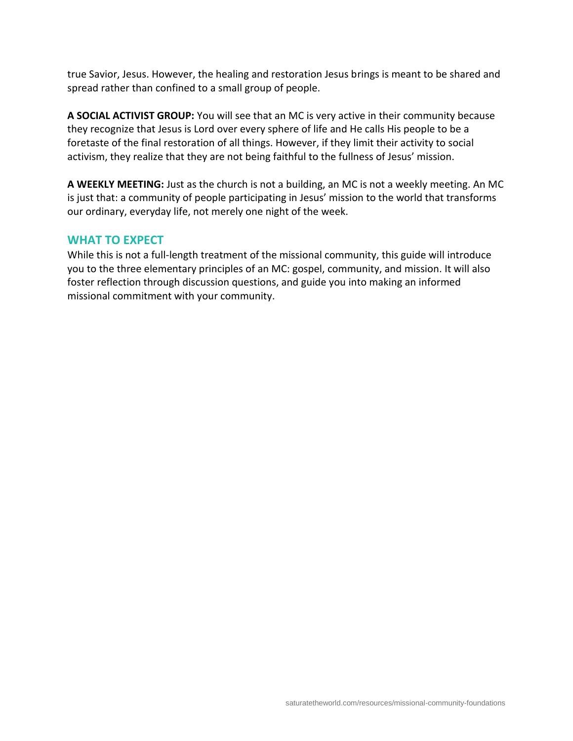true Savior, Jesus. However, the healing and restoration Jesus brings is meant to be shared and spread rather than confined to a small group of people.

**A SOCIAL ACTIVIST GROUP:** You will see that an MC is very active in their community because they recognize that Jesus is Lord over every sphere of life and He calls His people to be a foretaste of the final restoration of all things. However, if they limit their activity to social activism, they realize that they are not being faithful to the fullness of Jesus' mission.

**A WEEKLY MEETING:** Just as the church is not a building, an MC is not a weekly meeting. An MC is just that: a community of people participating in Jesus' mission to the world that transforms our ordinary, everyday life, not merely one night of the week.

## WHAT TO EXPECT

While this is not a full-length treatment of the missional community, this guide will introduce you to the three elementary principles of an MC: gospel, community, and mission. It will also foster reflection through discussion questions, and guide you into making an informed missional commitment with your community.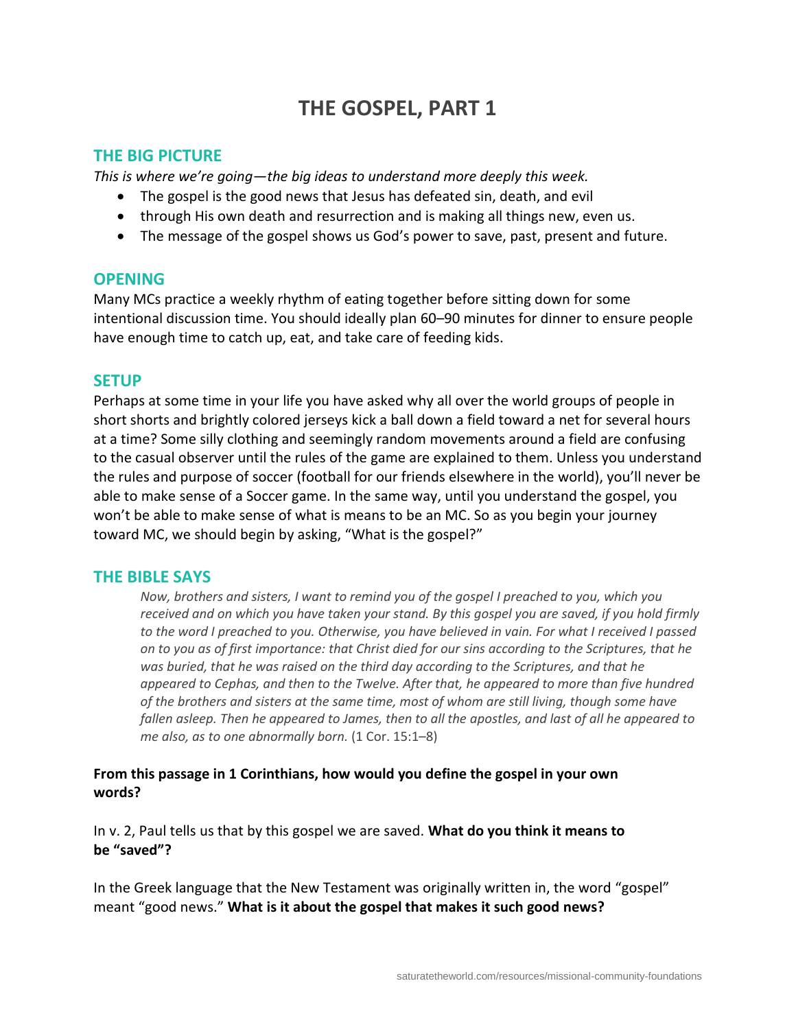# THE GOSPEL, PART 1

## THE BIG PICTURE

*This is where we're going—the big ideas to understand more deeply this week.*

- The gospel is the good news that Jesus has defeated sin, death, and evil
- through His own death and resurrection and is making all things new, even us.
- The message of the gospel shows us God's power to save, past, present and future.

## OPENING

Many MCs practice a weekly rhythm of eating together before sitting down for some intentional discussion time. You should ideally plan 60–90 minutes for dinner to ensure people have enough time to catch up, eat, and take care of feeding kids.

## SETUP

Perhaps at some time in your life you have asked why all over the world groups of people in short shorts and brightly colored jerseys kick a ball down a field toward a net for several hours at a time? Some silly clothing and seemingly random movements around a field are confusing to the casual observer until the rules of the game are explained to them. Unless you understand the rules and purpose of soccer (football for our friends elsewhere in the world), you'll never be able to make sense of a Soccer game. In the same way, until you understand the gospel, you won't be able to make sense of what is means to be an MC. So as you begin your journey toward MC, we should begin by asking, "What is the gospel?"

## THE BIBLE SAYS

> *Now, brothers and sisters, I want to remind you of the gospel I preached to you, which you received and on which you have taken your stand. By this gospel you are saved, if you hold firmly to the word I preached to you. Otherwise, you have believed in vain. For what I received I passed on to you as of first importance: that Christ died for our sins according to the Scriptures, that he was buried, that he was raised on the third day according to the Scriptures, and that he appeared to Cephas, and then to the Twelve. After that, he appeared to more than five hundred of the brothers and sisters at the same time, most of whom are still living, though some have fallen asleep. Then he appeared to James, then to all the apostles, and last of all he appeared to me also, as to one abnormally born.* (1 Cor. 15:1–8)

**From this passage in 1 Corinthians, how would you define the gospel in your own words?**

In v. 2, Paul tells us that by this gospel we are saved. **What do you think it means to be "saved"?**

In the Greek language that the New Testament was originally written in, the word "gospel" meant "good news." **What is it about the gospel that makes it such good news?**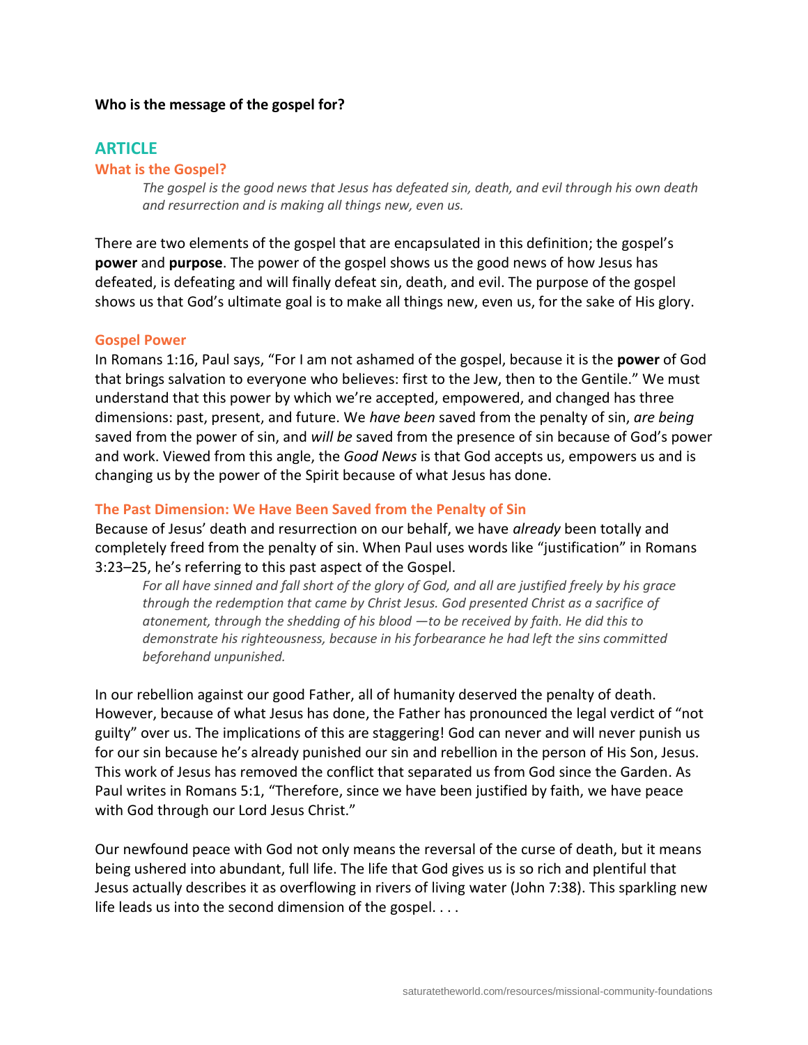**Who is the message of the gospel for?**

## ARTICLE

### What is the Gospel?

> *The gospel is the good news that Jesus has defeated sin, death, and evil through his own death and resurrection and is making all things new, even us.*

There are two elements of the gospel that are encapsulated in this definition; the gospel's **power** and **purpose**. The power of the gospel shows us the good news of how Jesus has defeated, is defeating and will finally defeat sin, death, and evil. The purpose of the gospel shows us that God's ultimate goal is to make all things new, even us, for the sake of His glory.

### Gospel Power

In Romans 1:16, Paul says, "For I am not ashamed of the gospel, because it is the **power** of God that brings salvation to everyone who believes: first to the Jew, then to the Gentile." We must understand that this power by which we're accepted, empowered, and changed has three dimensions: past, present, and future. We *have been* saved from the penalty of sin, *are being* saved from the power of sin, and *will be* saved from the presence of sin because of God's power and work. Viewed from this angle, the *Good News* is that God accepts us, empowers us and is changing us by the power of the Spirit because of what Jesus has done.

### The Past Dimension: We Have Been Saved from the Penalty of Sin

Because of Jesus' death and resurrection on our behalf, we have *already* been totally and completely freed from the penalty of sin. When Paul uses words like "justification" in Romans 3:23–25, he's referring to this past aspect of the Gospel.

> *For all have sinned and fall short of the glory of God, and all are justified freely by his grace through the redemption that came by Christ Jesus. God presented Christ as a sacrifice of atonement, through the shedding of his blood —to be received by faith. He did this to demonstrate his righteousness, because in his forbearance he had left the sins committed beforehand unpunished.*

In our rebellion against our good Father, all of humanity deserved the penalty of death. However, because of what Jesus has done, the Father has pronounced the legal verdict of "not guilty" over us. The implications of this are staggering! God can never and will never punish us for our sin because he's already punished our sin and rebellion in the person of His Son, Jesus. This work of Jesus has removed the conflict that separated us from God since the Garden. As Paul writes in Romans 5:1, "Therefore, since we have been justified by faith, we have peace with God through our Lord Jesus Christ."

Our newfound peace with God not only means the reversal of the curse of death, but it means being ushered into abundant, full life. The life that God gives us is so rich and plentiful that Jesus actually describes it as overflowing in rivers of living water (John 7:38). This sparkling new life leads us into the second dimension of the gospel. . . .

saturatetheworld.com/resources/missional-community-foundations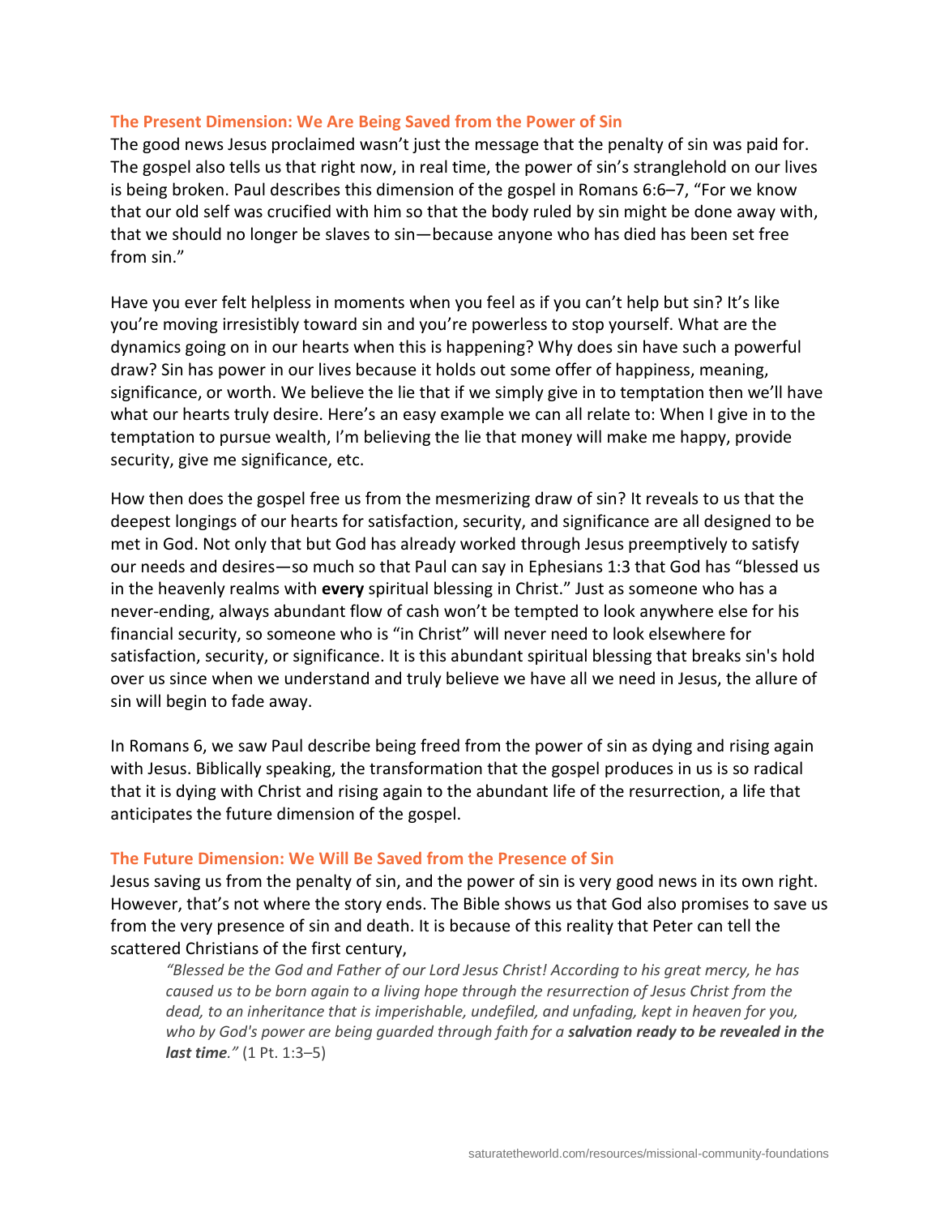### The Present Dimension: We Are Being Saved from the Power of Sin

The good news Jesus proclaimed wasn't just the message that the penalty of sin was paid for. The gospel also tells us that right now, in real time, the power of sin's stranglehold on our lives is being broken. Paul describes this dimension of the gospel in Romans 6:6–7, "For we know that our old self was crucified with him so that the body ruled by sin might be done away with, that we should no longer be slaves to sin—because anyone who has died has been set free from sin."

Have you ever felt helpless in moments when you feel as if you can't help but sin? It's like you're moving irresistibly toward sin and you're powerless to stop yourself. What are the dynamics going on in our hearts when this is happening? Why does sin have such a powerful draw? Sin has power in our lives because it holds out some offer of happiness, meaning, significance, or worth. We believe the lie that if we simply give in to temptation then we'll have what our hearts truly desire. Here's an easy example we can all relate to: When I give in to the temptation to pursue wealth, I'm believing the lie that money will make me happy, provide security, give me significance, etc.

How then does the gospel free us from the mesmerizing draw of sin? It reveals to us that the deepest longings of our hearts for satisfaction, security, and significance are all designed to be met in God. Not only that but God has already worked through Jesus preemptively to satisfy our needs and desires—so much so that Paul can say in Ephesians 1:3 that God has "blessed us in the heavenly realms with **every** spiritual blessing in Christ." Just as someone who has a never-ending, always abundant flow of cash won't be tempted to look anywhere else for his financial security, so someone who is "in Christ" will never need to look elsewhere for satisfaction, security, or significance. It is this abundant spiritual blessing that breaks sin's hold over us since when we understand and truly believe we have all we need in Jesus, the allure of sin will begin to fade away.

In Romans 6, we saw Paul describe being freed from the power of sin as dying and rising again with Jesus. Biblically speaking, the transformation that the gospel produces in us is so radical that it is dying with Christ and rising again to the abundant life of the resurrection, a life that anticipates the future dimension of the gospel.

### The Future Dimension: We Will Be Saved from the Presence of Sin

Jesus saving us from the penalty of sin, and the power of sin is very good news in its own right. However, that's not where the story ends. The Bible shows us that God also promises to save us from the very presence of sin and death. It is because of this reality that Peter can tell the scattered Christians of the first century,

> *"Blessed be the God and Father of our Lord Jesus Christ! According to his great mercy, he has caused us to be born again to a living hope through the resurrection of Jesus Christ from the dead, to an inheritance that is imperishable, undefiled, and unfading, kept in heaven for you, who by God's power are being guarded through faith for a **salvation ready to be revealed in the last time**."* (1 Pt. 1:3–5)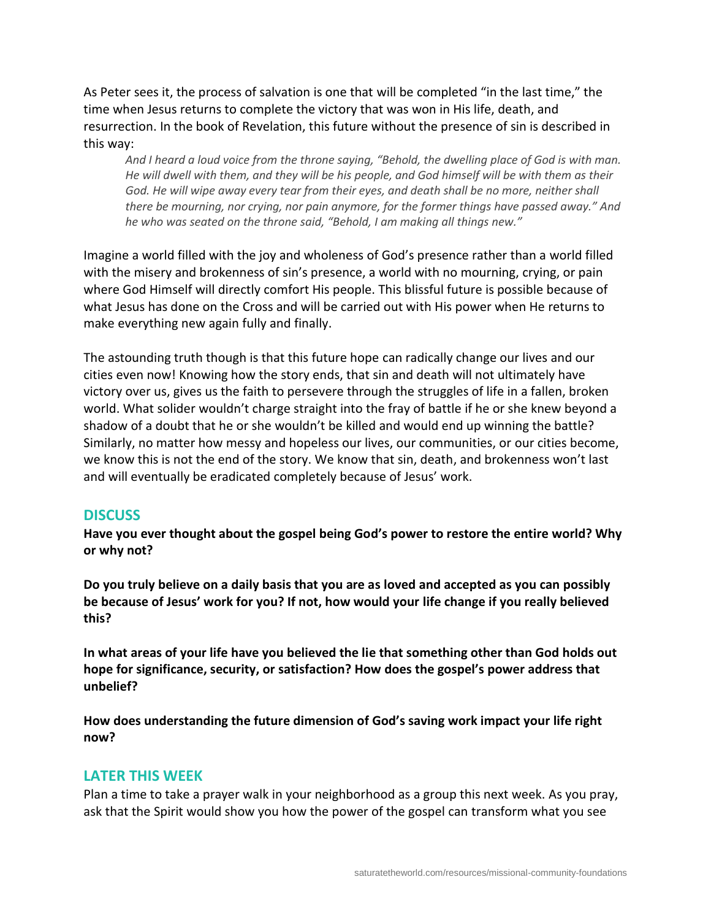As Peter sees it, the process of salvation is one that will be completed "in the last time," the time when Jesus returns to complete the victory that was won in His life, death, and resurrection. In the book of Revelation, this future without the presence of sin is described in this way:

> *And I heard a loud voice from the throne saying, "Behold, the dwelling place of God is with man. He will dwell with them, and they will be his people, and God himself will be with them as their God. He will wipe away every tear from their eyes, and death shall be no more, neither shall there be mourning, nor crying, nor pain anymore, for the former things have passed away." And he who was seated on the throne said, "Behold, I am making all things new."*

Imagine a world filled with the joy and wholeness of God's presence rather than a world filled with the misery and brokenness of sin's presence, a world with no mourning, crying, or pain where God Himself will directly comfort His people. This blissful future is possible because of what Jesus has done on the Cross and will be carried out with His power when He returns to make everything new again fully and finally.

The astounding truth though is that this future hope can radically change our lives and our cities even now! Knowing how the story ends, that sin and death will not ultimately have victory over us, gives us the faith to persevere through the struggles of life in a fallen, broken world. What solider wouldn't charge straight into the fray of battle if he or she knew beyond a shadow of a doubt that he or she wouldn't be killed and would end up winning the battle? Similarly, no matter how messy and hopeless our lives, our communities, or our cities become, we know this is not the end of the story. We know that sin, death, and brokenness won't last and will eventually be eradicated completely because of Jesus' work.

## DISCUSS

**Have you ever thought about the gospel being God's power to restore the entire world? Why or why not?**

**Do you truly believe on a daily basis that you are as loved and accepted as you can possibly be because of Jesus' work for you? If not, how would your life change if you really believed this?**

**In what areas of your life have you believed the lie that something other than God holds out hope for significance, security, or satisfaction? How does the gospel's power address that unbelief?**

**How does understanding the future dimension of God's saving work impact your life right now?**

## LATER THIS WEEK

Plan a time to take a prayer walk in your neighborhood as a group this next week. As you pray, ask that the Spirit would show you how the power of the gospel can transform what you see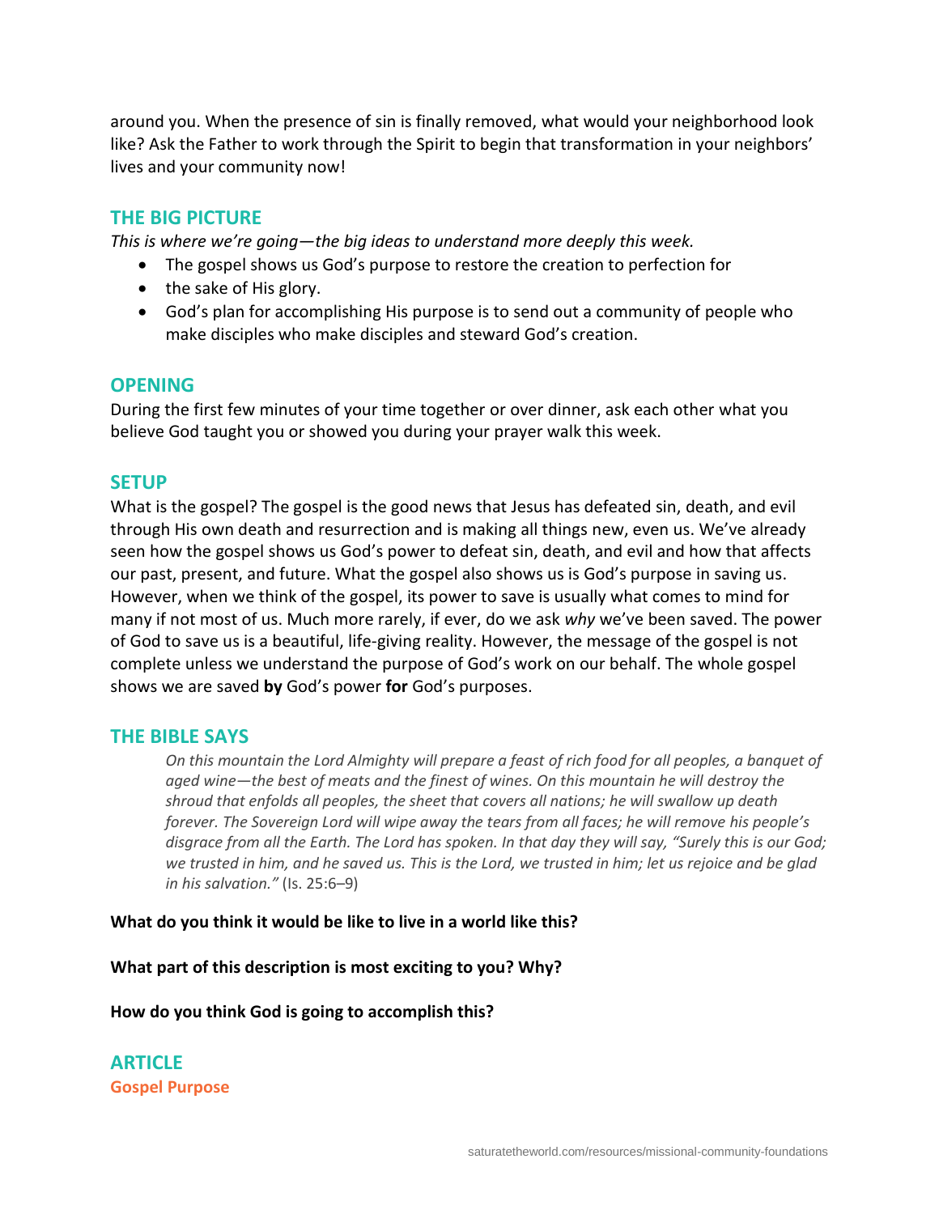around you. When the presence of sin is finally removed, what would your neighborhood look like? Ask the Father to work through the Spirit to begin that transformation in your neighbors' lives and your community now!

## THE BIG PICTURE

*This is where we're going—the big ideas to understand more deeply this week.*

- The gospel shows us God's purpose to restore the creation to perfection for
- the sake of His glory.
- God's plan for accomplishing His purpose is to send out a community of people who make disciples who make disciples and steward God's creation.

## OPENING

During the first few minutes of your time together or over dinner, ask each other what you believe God taught you or showed you during your prayer walk this week.

## SETUP

What is the gospel? The gospel is the good news that Jesus has defeated sin, death, and evil through His own death and resurrection and is making all things new, even us. We've already seen how the gospel shows us God's power to defeat sin, death, and evil and how that affects our past, present, and future. What the gospel also shows us is God's purpose in saving us. However, when we think of the gospel, its power to save is usually what comes to mind for many if not most of us. Much more rarely, if ever, do we ask *why* we've been saved. The power of God to save us is a beautiful, life-giving reality. However, the message of the gospel is not complete unless we understand the purpose of God's work on our behalf. The whole gospel shows we are saved **by** God's power **for** God's purposes.

## THE BIBLE SAYS

> *On this mountain the Lord Almighty will prepare a feast of rich food for all peoples, a banquet of aged wine—the best of meats and the finest of wines. On this mountain he will destroy the shroud that enfolds all peoples, the sheet that covers all nations; he will swallow up death forever. The Sovereign Lord will wipe away the tears from all faces; he will remove his people's disgrace from all the Earth. The Lord has spoken. In that day they will say, "Surely this is our God; we trusted in him, and he saved us. This is the Lord, we trusted in him; let us rejoice and be glad in his salvation."* (Is. 25:6–9)

**What do you think it would be like to live in a world like this?**

**What part of this description is most exciting to you? Why?**

**How do you think God is going to accomplish this?**

## ARTICLE

### Gospel Purpose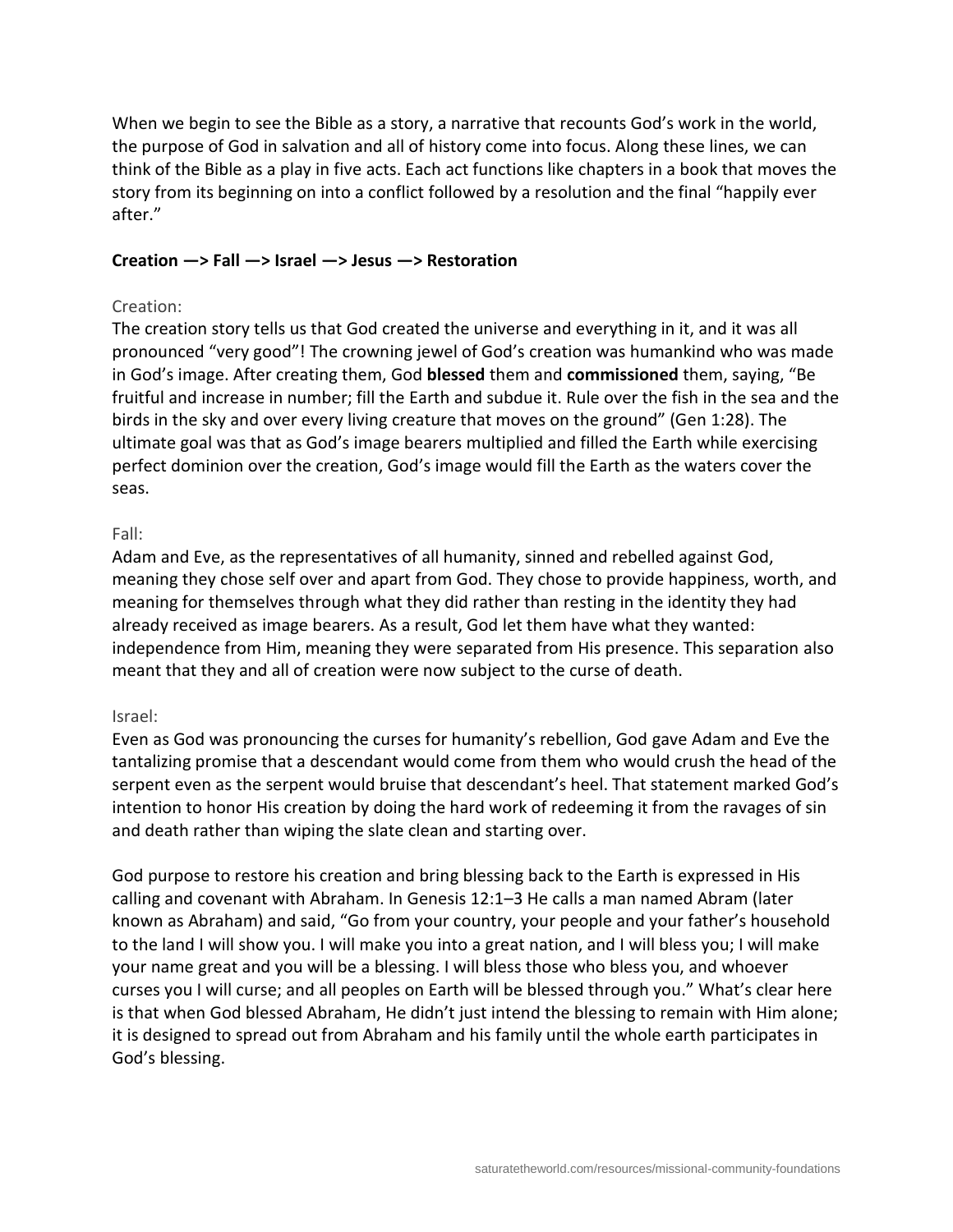When we begin to see the Bible as a story, a narrative that recounts God's work in the world, the purpose of God in salvation and all of history come into focus. Along these lines, we can think of the Bible as a play in five acts. Each act functions like chapters in a book that moves the story from its beginning on into a conflict followed by a resolution and the final "happily ever after."

**Creation —> Fall —> Israel —> Jesus —> Restoration**

### Creation:

The creation story tells us that God created the universe and everything in it, and it was all pronounced "very good"! The crowning jewel of God's creation was humankind who was made in God's image. After creating them, God **blessed** them and **commissioned** them, saying, "Be fruitful and increase in number; fill the Earth and subdue it. Rule over the fish in the sea and the birds in the sky and over every living creature that moves on the ground" (Gen 1:28). The ultimate goal was that as God's image bearers multiplied and filled the Earth while exercising perfect dominion over the creation, God's image would fill the Earth as the waters cover the seas.

### Fall:

Adam and Eve, as the representatives of all humanity, sinned and rebelled against God, meaning they chose self over and apart from God. They chose to provide happiness, worth, and meaning for themselves through what they did rather than resting in the identity they had already received as image bearers. As a result, God let them have what they wanted: independence from Him, meaning they were separated from His presence. This separation also meant that they and all of creation were now subject to the curse of death.

### Israel:

Even as God was pronouncing the curses for humanity's rebellion, God gave Adam and Eve the tantalizing promise that a descendant would come from them who would crush the head of the serpent even as the serpent would bruise that descendant's heel. That statement marked God's intention to honor His creation by doing the hard work of redeeming it from the ravages of sin and death rather than wiping the slate clean and starting over.

God purpose to restore his creation and bring blessing back to the Earth is expressed in His calling and covenant with Abraham. In Genesis 12:1–3 He calls a man named Abram (later known as Abraham) and said, "Go from your country, your people and your father's household to the land I will show you. I will make you into a great nation, and I will bless you; I will make your name great and you will be a blessing. I will bless those who bless you, and whoever curses you I will curse; and all peoples on Earth will be blessed through you." What's clear here is that when God blessed Abraham, He didn't just intend the blessing to remain with Him alone; it is designed to spread out from Abraham and his family until the whole earth participates in God's blessing.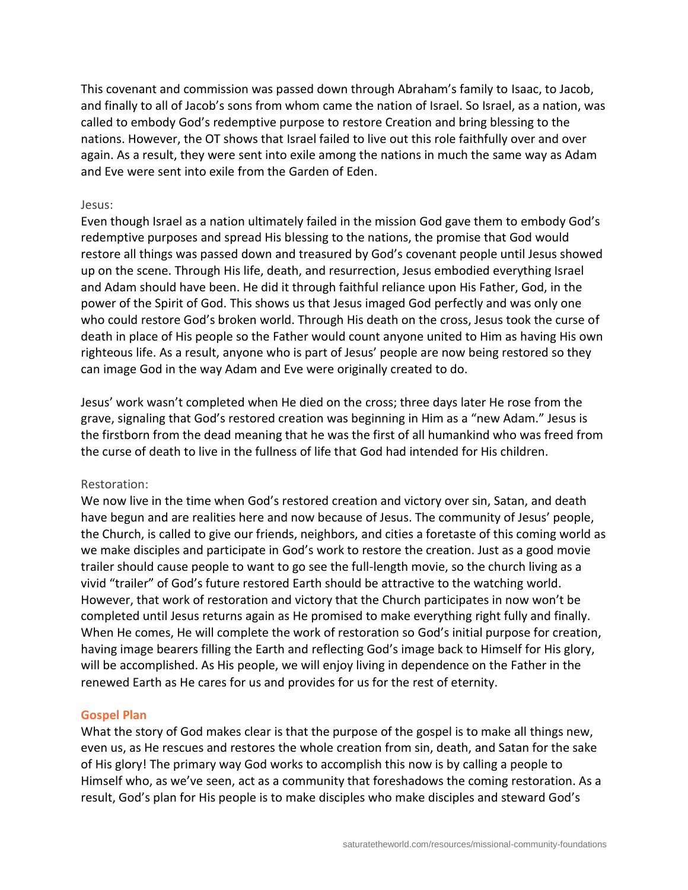This covenant and commission was passed down through Abraham's family to Isaac, to Jacob, and finally to all of Jacob's sons from whom came the nation of Israel. So Israel, as a nation, was called to embody God's redemptive purpose to restore Creation and bring blessing to the nations. However, the OT shows that Israel failed to live out this role faithfully over and over again. As a result, they were sent into exile among the nations in much the same way as Adam and Eve were sent into exile from the Garden of Eden.

Jesus:

Even though Israel as a nation ultimately failed in the mission God gave them to embody God's redemptive purposes and spread His blessing to the nations, the promise that God would restore all things was passed down and treasured by God's covenant people until Jesus showed up on the scene. Through His life, death, and resurrection, Jesus embodied everything Israel and Adam should have been. He did it through faithful reliance upon His Father, God, in the power of the Spirit of God. This shows us that Jesus imaged God perfectly and was only one who could restore God's broken world. Through His death on the cross, Jesus took the curse of death in place of His people so the Father would count anyone united to Him as having His own righteous life. As a result, anyone who is part of Jesus' people are now being restored so they can image God in the way Adam and Eve were originally created to do.

Jesus' work wasn't completed when He died on the cross; three days later He rose from the grave, signaling that God's restored creation was beginning in Him as a "new Adam." Jesus is the firstborn from the dead meaning that he was the first of all humankind who was freed from the curse of death to live in the fullness of life that God had intended for His children.

Restoration:

We now live in the time when God's restored creation and victory over sin, Satan, and death have begun and are realities here and now because of Jesus. The community of Jesus' people, the Church, is called to give our friends, neighbors, and cities a foretaste of this coming world as we make disciples and participate in God's work to restore the creation. Just as a good movie trailer should cause people to want to go see the full-length movie, so the church living as a vivid "trailer" of God's future restored Earth should be attractive to the watching world. However, that work of restoration and victory that the Church participates in now won't be completed until Jesus returns again as He promised to make everything right fully and finally. When He comes, He will complete the work of restoration so God's initial purpose for creation, having image bearers filling the Earth and reflecting God's image back to Himself for His glory, will be accomplished. As His people, we will enjoy living in dependence on the Father in the renewed Earth as He cares for us and provides for us for the rest of eternity.

## Gospel Plan

What the story of God makes clear is that the purpose of the gospel is to make all things new, even us, as He rescues and restores the whole creation from sin, death, and Satan for the sake of His glory! The primary way God works to accomplish this now is by calling a people to Himself who, as we've seen, act as a community that foreshadows the coming restoration. As a result, God's plan for His people is to make disciples who make disciples and steward God's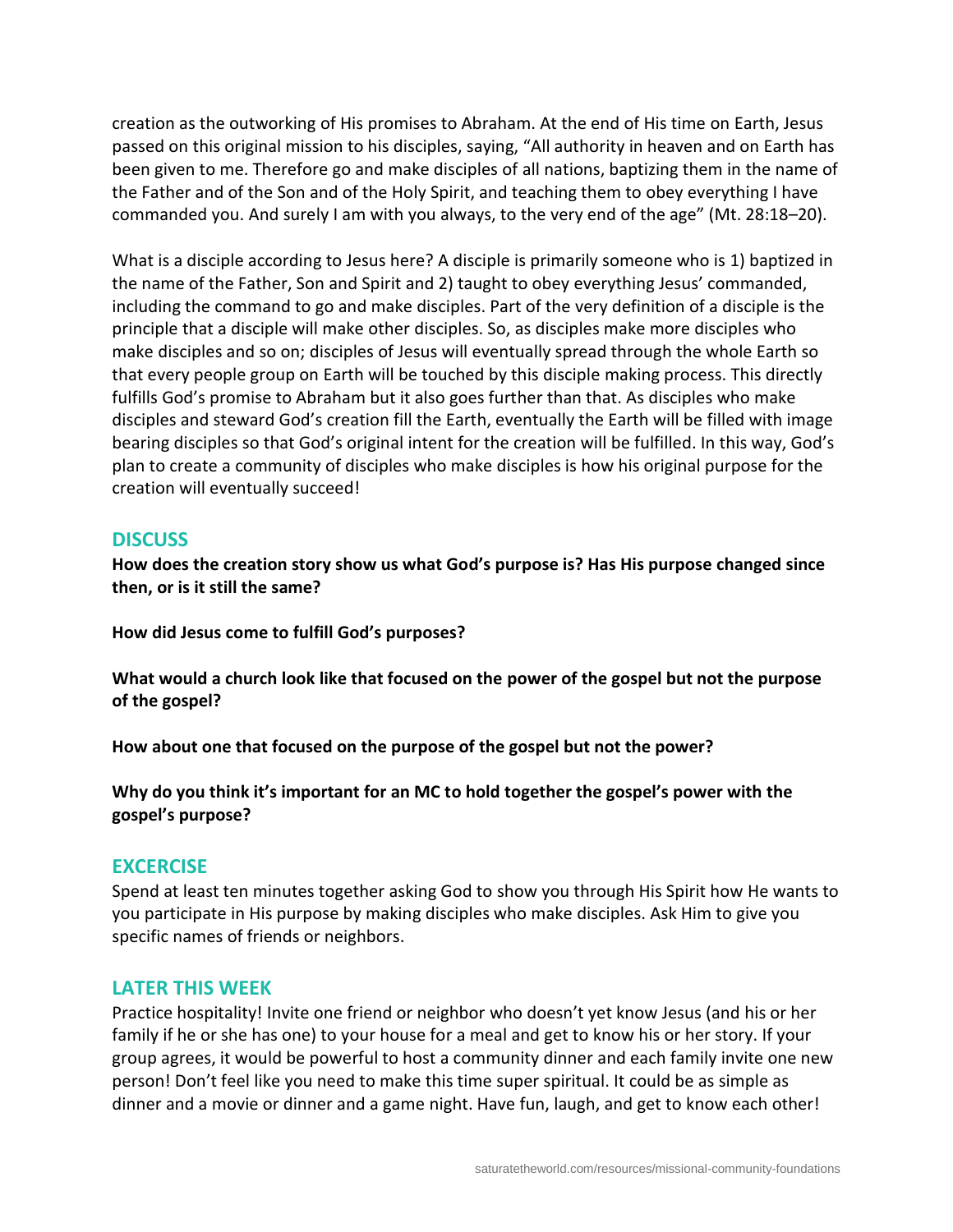creation as the outworking of His promises to Abraham. At the end of His time on Earth, Jesus passed on this original mission to his disciples, saying, "All authority in heaven and on Earth has been given to me. Therefore go and make disciples of all nations, baptizing them in the name of the Father and of the Son and of the Holy Spirit, and teaching them to obey everything I have commanded you. And surely I am with you always, to the very end of the age" (Mt. 28:18–20).

What is a disciple according to Jesus here? A disciple is primarily someone who is 1) baptized in the name of the Father, Son and Spirit and 2) taught to obey everything Jesus' commanded, including the command to go and make disciples. Part of the very definition of a disciple is the principle that a disciple will make other disciples. So, as disciples make more disciples who make disciples and so on; disciples of Jesus will eventually spread through the whole Earth so that every people group on Earth will be touched by this disciple making process. This directly fulfills God's promise to Abraham but it also goes further than that. As disciples who make disciples and steward God's creation fill the Earth, eventually the Earth will be filled with image bearing disciples so that God's original intent for the creation will be fulfilled. In this way, God's plan to create a community of disciples who make disciples is how his original purpose for the creation will eventually succeed!

## DISCUSS

**How does the creation story show us what God's purpose is? Has His purpose changed since then, or is it still the same?**

**How did Jesus come to fulfill God's purposes?**

**What would a church look like that focused on the power of the gospel but not the purpose of the gospel?**

**How about one that focused on the purpose of the gospel but not the power?**

**Why do you think it's important for an MC to hold together the gospel's power with the gospel's purpose?**

## EXCERCISE

Spend at least ten minutes together asking God to show you through His Spirit how He wants to you participate in His purpose by making disciples who make disciples. Ask Him to give you specific names of friends or neighbors.

## LATER THIS WEEK

Practice hospitality! Invite one friend or neighbor who doesn't yet know Jesus (and his or her family if he or she has one) to your house for a meal and get to know his or her story. If your group agrees, it would be powerful to host a community dinner and each family invite one new person! Don't feel like you need to make this time super spiritual. It could be as simple as dinner and a movie or dinner and a game night. Have fun, laugh, and get to know each other!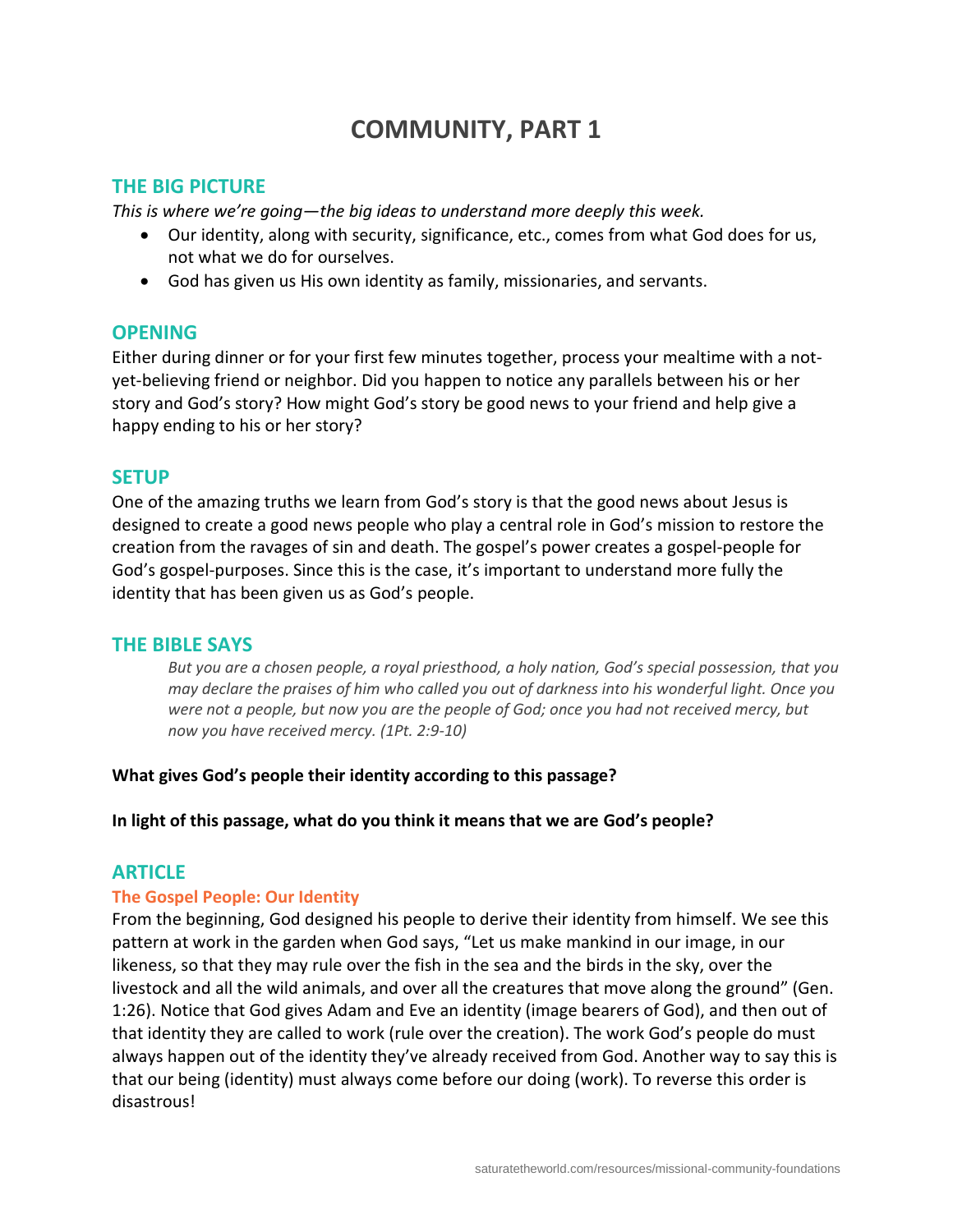# COMMUNITY, PART 1

## THE BIG PICTURE

*This is where we're going—the big ideas to understand more deeply this week.*

- Our identity, along with security, significance, etc., comes from what God does for us, not what we do for ourselves.
- God has given us His own identity as family, missionaries, and servants.

## OPENING

Either during dinner or for your first few minutes together, process your mealtime with a not-yet-believing friend or neighbor. Did you happen to notice any parallels between his or her story and God's story? How might God's story be good news to your friend and help give a happy ending to his or her story?

## SETUP

One of the amazing truths we learn from God's story is that the good news about Jesus is designed to create a good news people who play a central role in God's mission to restore the creation from the ravages of sin and death. The gospel's power creates a gospel-people for God's gospel-purposes. Since this is the case, it's important to understand more fully the identity that has been given us as God's people.

## THE BIBLE SAYS

> *But you are a chosen people, a royal priesthood, a holy nation, God's special possession, that you may declare the praises of him who called you out of darkness into his wonderful light. Once you were not a people, but now you are the people of God; once you had not received mercy, but now you have received mercy. (1Pt. 2:9-10)*

**What gives God's people their identity according to this passage?**

**In light of this passage, what do you think it means that we are God's people?**

## ARTICLE

### The Gospel People: Our Identity

From the beginning, God designed his people to derive their identity from himself. We see this pattern at work in the garden when God says, "Let us make mankind in our image, in our likeness, so that they may rule over the fish in the sea and the birds in the sky, over the livestock and all the wild animals, and over all the creatures that move along the ground" (Gen. 1:26). Notice that God gives Adam and Eve an identity (image bearers of God), and then out of that identity they are called to work (rule over the creation). The work God's people do must always happen out of the identity they've already received from God. Another way to say this is that our being (identity) must always come before our doing (work). To reverse this order is disastrous!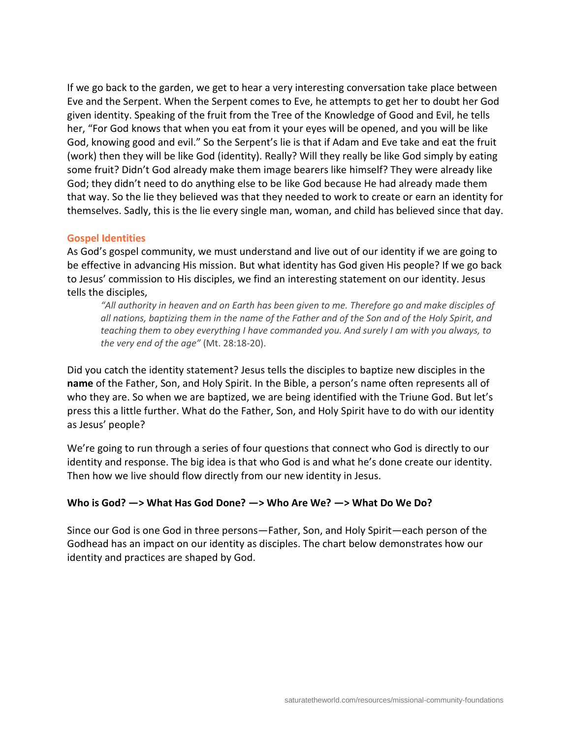If we go back to the garden, we get to hear a very interesting conversation take place between Eve and the Serpent. When the Serpent comes to Eve, he attempts to get her to doubt her God given identity. Speaking of the fruit from the Tree of the Knowledge of Good and Evil, he tells her, "For God knows that when you eat from it your eyes will be opened, and you will be like God, knowing good and evil." So the Serpent's lie is that if Adam and Eve take and eat the fruit (work) then they will be like God (identity). Really? Will they really be like God simply by eating some fruit? Didn't God already make them image bearers like himself? They were already like God; they didn't need to do anything else to be like God because He had already made them that way. So the lie they believed was that they needed to work to create or earn an identity for themselves. Sadly, this is the lie every single man, woman, and child has believed since that day.

## Gospel Identities

As God's gospel community, we must understand and live out of our identity if we are going to be effective in advancing His mission. But what identity has God given His people? If we go back to Jesus' commission to His disciples, we find an interesting statement on our identity. Jesus tells the disciples,

> *"All authority in heaven and on Earth has been given to me. Therefore go and make disciples of all nations, baptizing them in the name of the Father and of the Son and of the Holy Spirit, and teaching them to obey everything I have commanded you. And surely I am with you always, to the very end of the age"* (Mt. 28:18-20).

Did you catch the identity statement? Jesus tells the disciples to baptize new disciples in the **name** of the Father, Son, and Holy Spirit. In the Bible, a person's name often represents all of who they are. So when we are baptized, we are being identified with the Triune God. But let's press this a little further. What do the Father, Son, and Holy Spirit have to do with our identity as Jesus' people?

We're going to run through a series of four questions that connect who God is directly to our identity and response. The big idea is that who God is and what he's done create our identity. Then how we live should flow directly from our new identity in Jesus.

**Who is God? —> What Has God Done? —> Who Are We? —> What Do We Do?**

Since our God is one God in three persons—Father, Son, and Holy Spirit—each person of the Godhead has an impact on our identity as disciples. The chart below demonstrates how our identity and practices are shaped by God.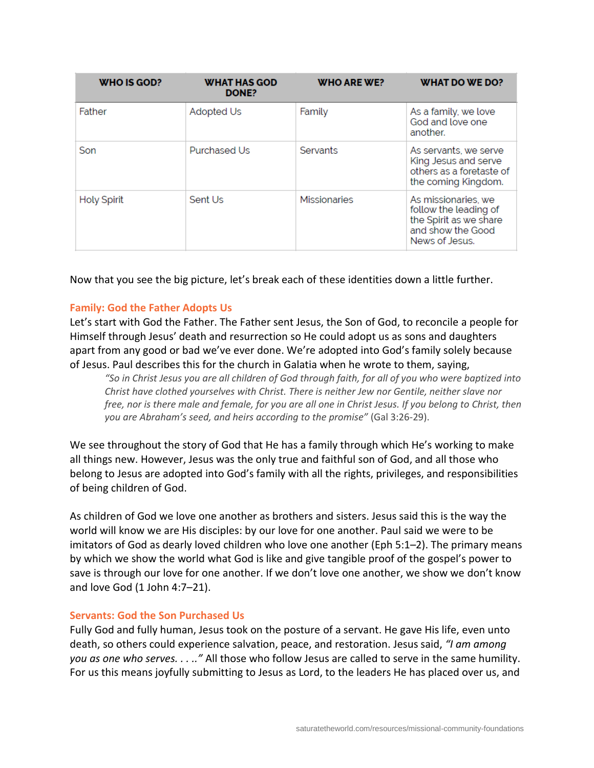| WHO IS GOD? | WHAT HAS GOD DONE? | WHO ARE WE? | WHAT DO WE DO? |
|---|---|---|---|
| Father | Adopted Us | Family | As a family, we love God and love one another. |
| Son | Purchased Us | Servants | As servants, we serve King Jesus and serve others as a foretaste of the coming Kingdom. |
| Holy Spirit | Sent Us | Missionaries | As missionaries, we follow the leading of the Spirit as we share and show the Good News of Jesus. |

Now that you see the big picture, let's break each of these identities down a little further.

### Family: God the Father Adopts Us

Let's start with God the Father. The Father sent Jesus, the Son of God, to reconcile a people for Himself through Jesus' death and resurrection so He could adopt us as sons and daughters apart from any good or bad we've ever done. We're adopted into God's family solely because of Jesus. Paul describes this for the church in Galatia when he wrote to them, saying,

> *"So in Christ Jesus you are all children of God through faith, for all of you who were baptized into Christ have clothed yourselves with Christ. There is neither Jew nor Gentile, neither slave nor free, nor is there male and female, for you are all one in Christ Jesus. If you belong to Christ, then you are Abraham's seed, and heirs according to the promise"* (Gal 3:26-29).

We see throughout the story of God that He has a family through which He's working to make all things new. However, Jesus was the only true and faithful son of God, and all those who belong to Jesus are adopted into God's family with all the rights, privileges, and responsibilities of being children of God.

As children of God we love one another as brothers and sisters. Jesus said this is the way the world will know we are His disciples: by our love for one another. Paul said we were to be imitators of God as dearly loved children who love one another (Eph 5:1–2). The primary means by which we show the world what God is like and give tangible proof of the gospel's power to save is through our love for one another. If we don't love one another, we show we don't know and love God (1 John 4:7–21).

### Servants: God the Son Purchased Us

Fully God and fully human, Jesus took on the posture of a servant. He gave His life, even unto death, so others could experience salvation, peace, and restoration. Jesus said, *"I am among you as one who serves. . . .."* All those who follow Jesus are called to serve in the same humility. For us this means joyfully submitting to Jesus as Lord, to the leaders He has placed over us, and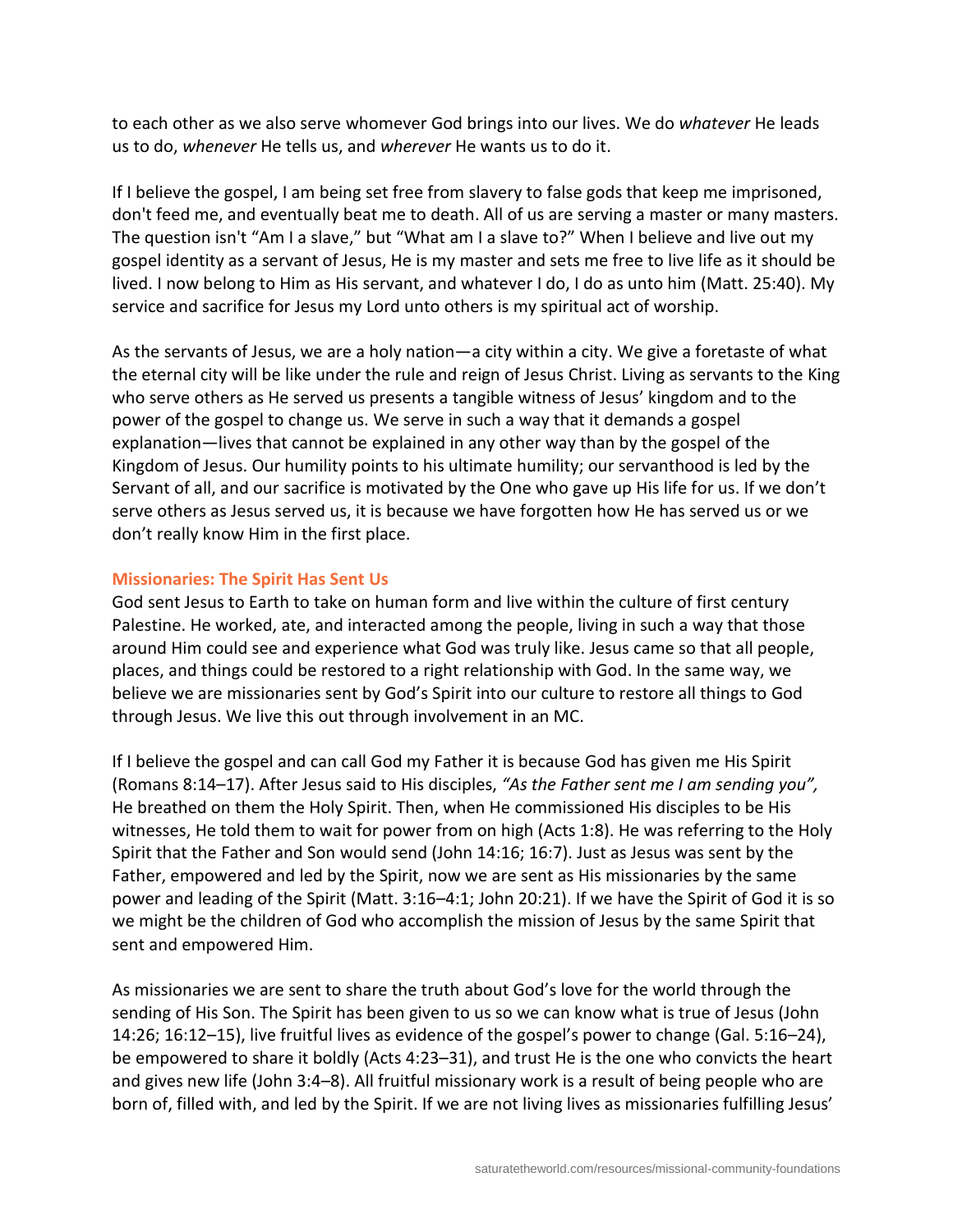to each other as we also serve whomever God brings into our lives. We do *whatever* He leads us to do, *whenever* He tells us, and *wherever* He wants us to do it.

If I believe the gospel, I am being set free from slavery to false gods that keep me imprisoned, don't feed me, and eventually beat me to death. All of us are serving a master or many masters. The question isn't "Am I a slave," but "What am I a slave to?" When I believe and live out my gospel identity as a servant of Jesus, He is my master and sets me free to live life as it should be lived. I now belong to Him as His servant, and whatever I do, I do as unto him (Matt. 25:40). My service and sacrifice for Jesus my Lord unto others is my spiritual act of worship.

As the servants of Jesus, we are a holy nation—a city within a city. We give a foretaste of what the eternal city will be like under the rule and reign of Jesus Christ. Living as servants to the King who serve others as He served us presents a tangible witness of Jesus' kingdom and to the power of the gospel to change us. We serve in such a way that it demands a gospel explanation—lives that cannot be explained in any other way than by the gospel of the Kingdom of Jesus. Our humility points to his ultimate humility; our servanthood is led by the Servant of all, and our sacrifice is motivated by the One who gave up His life for us. If we don't serve others as Jesus served us, it is because we have forgotten how He has served us or we don't really know Him in the first place.

### Missionaries: The Spirit Has Sent Us

God sent Jesus to Earth to take on human form and live within the culture of first century Palestine. He worked, ate, and interacted among the people, living in such a way that those around Him could see and experience what God was truly like. Jesus came so that all people, places, and things could be restored to a right relationship with God. In the same way, we believe we are missionaries sent by God's Spirit into our culture to restore all things to God through Jesus. We live this out through involvement in an MC.

If I believe the gospel and can call God my Father it is because God has given me His Spirit (Romans 8:14–17). After Jesus said to His disciples, *"As the Father sent me I am sending you",* He breathed on them the Holy Spirit. Then, when He commissioned His disciples to be His witnesses, He told them to wait for power from on high (Acts 1:8). He was referring to the Holy Spirit that the Father and Son would send (John 14:16; 16:7). Just as Jesus was sent by the Father, empowered and led by the Spirit, now we are sent as His missionaries by the same power and leading of the Spirit (Matt. 3:16–4:1; John 20:21). If we have the Spirit of God it is so we might be the children of God who accomplish the mission of Jesus by the same Spirit that sent and empowered Him.

As missionaries we are sent to share the truth about God's love for the world through the sending of His Son. The Spirit has been given to us so we can know what is true of Jesus (John 14:26; 16:12–15), live fruitful lives as evidence of the gospel's power to change (Gal. 5:16–24), be empowered to share it boldly (Acts 4:23–31), and trust He is the one who convicts the heart and gives new life (John 3:4–8). All fruitful missionary work is a result of being people who are born of, filled with, and led by the Spirit. If we are not living lives as missionaries fulfilling Jesus'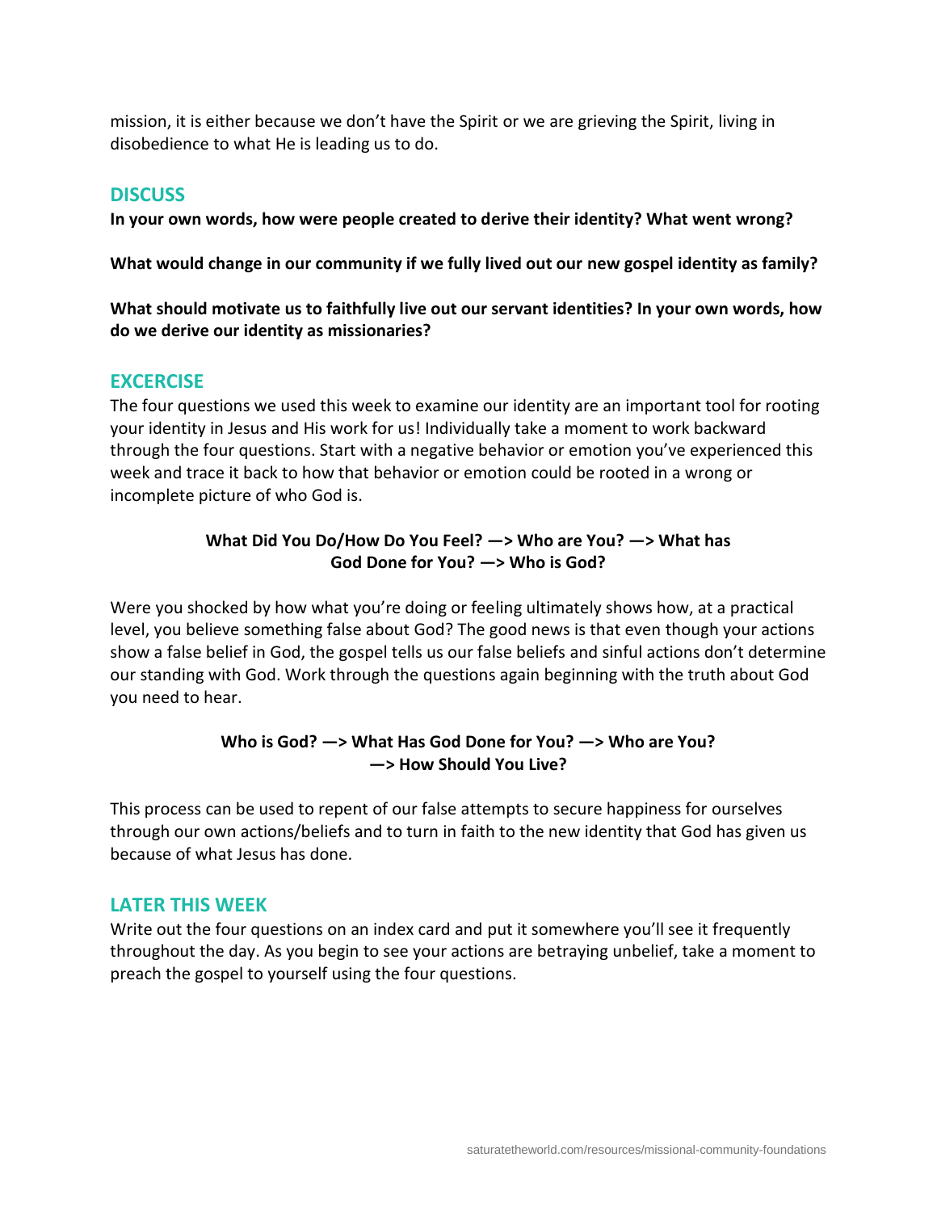mission, it is either because we don't have the Spirit or we are grieving the Spirit, living in disobedience to what He is leading us to do.

## DISCUSS

**In your own words, how were people created to derive their identity? What went wrong?**

**What would change in our community if we fully lived out our new gospel identity as family?**

**What should motivate us to faithfully live out our servant identities? In your own words, how do we derive our identity as missionaries?**

## EXCERCISE

The four questions we used this week to examine our identity are an important tool for rooting your identity in Jesus and His work for us! Individually take a moment to work backward through the four questions. Start with a negative behavior or emotion you've experienced this week and trace it back to how that behavior or emotion could be rooted in a wrong or incomplete picture of who God is.

**What Did You Do/How Do You Feel? —> Who are You? —> What has God Done for You? —> Who is God?**

Were you shocked by how what you're doing or feeling ultimately shows how, at a practical level, you believe something false about God? The good news is that even though your actions show a false belief in God, the gospel tells us our false beliefs and sinful actions don't determine our standing with God. Work through the questions again beginning with the truth about God you need to hear.

**Who is God? —> What Has God Done for You? —> Who are You? —> How Should You Live?**

This process can be used to repent of our false attempts to secure happiness for ourselves through our own actions/beliefs and to turn in faith to the new identity that God has given us because of what Jesus has done.

## LATER THIS WEEK

Write out the four questions on an index card and put it somewhere you'll see it frequently throughout the day. As you begin to see your actions are betraying unbelief, take a moment to preach the gospel to yourself using the four questions.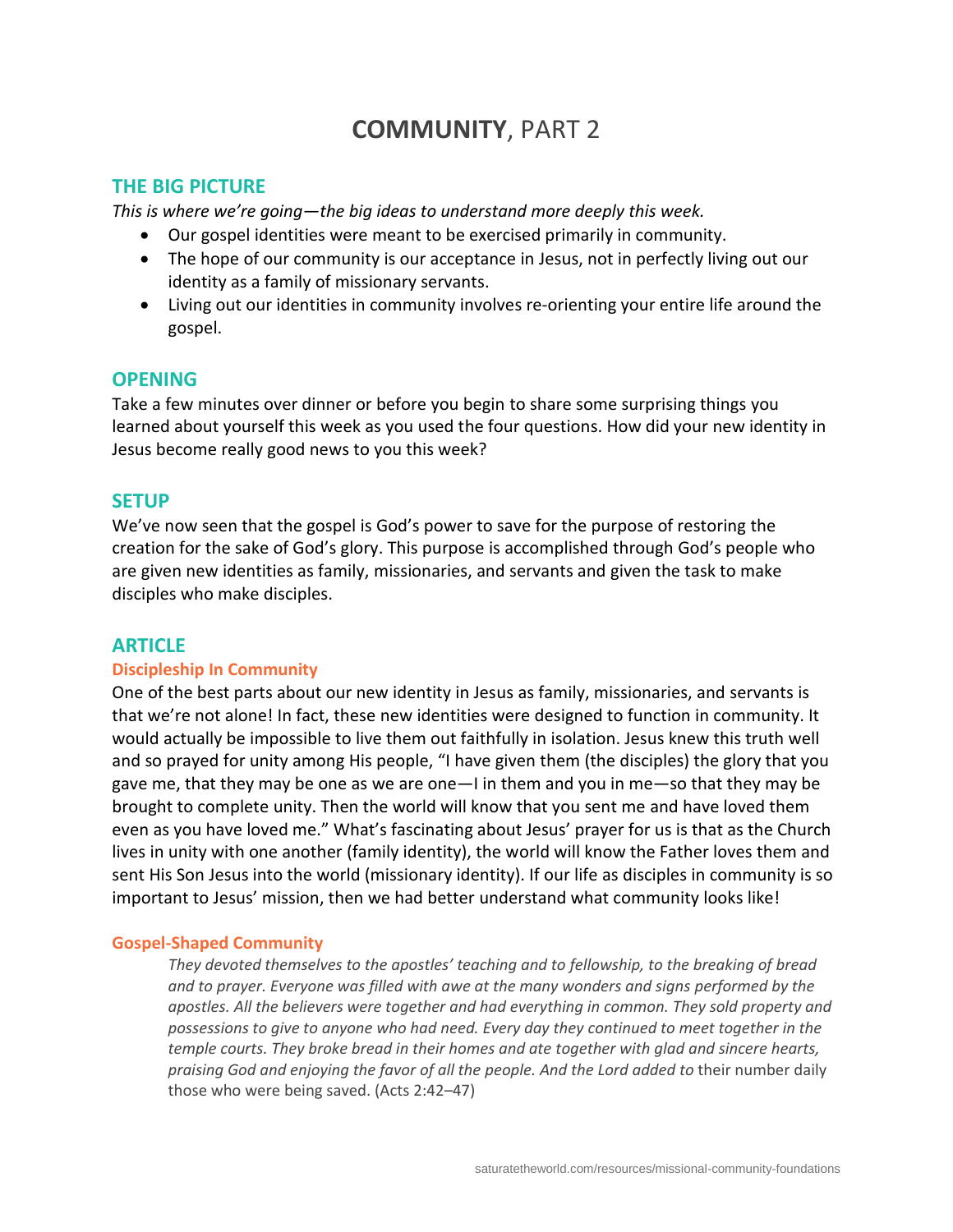# **COMMUNITY**, PART 2

## THE BIG PICTURE

*This is where we're going—the big ideas to understand more deeply this week.*

- Our gospel identities were meant to be exercised primarily in community.
- The hope of our community is our acceptance in Jesus, not in perfectly living out our identity as a family of missionary servants.
- Living out our identities in community involves re-orienting your entire life around the gospel.

## OPENING

Take a few minutes over dinner or before you begin to share some surprising things you learned about yourself this week as you used the four questions. How did your new identity in Jesus become really good news to you this week?

## SETUP

We've now seen that the gospel is God's power to save for the purpose of restoring the creation for the sake of God's glory. This purpose is accomplished through God's people who are given new identities as family, missionaries, and servants and given the task to make disciples who make disciples.

## ARTICLE

### Discipleship In Community

One of the best parts about our new identity in Jesus as family, missionaries, and servants is that we're not alone! In fact, these new identities were designed to function in community. It would actually be impossible to live them out faithfully in isolation. Jesus knew this truth well and so prayed for unity among His people, "I have given them (the disciples) the glory that you gave me, that they may be one as we are one—I in them and you in me—so that they may be brought to complete unity. Then the world will know that you sent me and have loved them even as you have loved me." What's fascinating about Jesus' prayer for us is that as the Church lives in unity with one another (family identity), the world will know the Father loves them and sent His Son Jesus into the world (missionary identity). If our life as disciples in community is so important to Jesus' mission, then we had better understand what community looks like!

### Gospel-Shaped Community

> *They devoted themselves to the apostles' teaching and to fellowship, to the breaking of bread and to prayer. Everyone was filled with awe at the many wonders and signs performed by the apostles. All the believers were together and had everything in common. They sold property and possessions to give to anyone who had need. Every day they continued to meet together in the temple courts. They broke bread in their homes and ate together with glad and sincere hearts, praising God and enjoying the favor of all the people. And the Lord added to* their number daily those who were being saved. (Acts 2:42–47)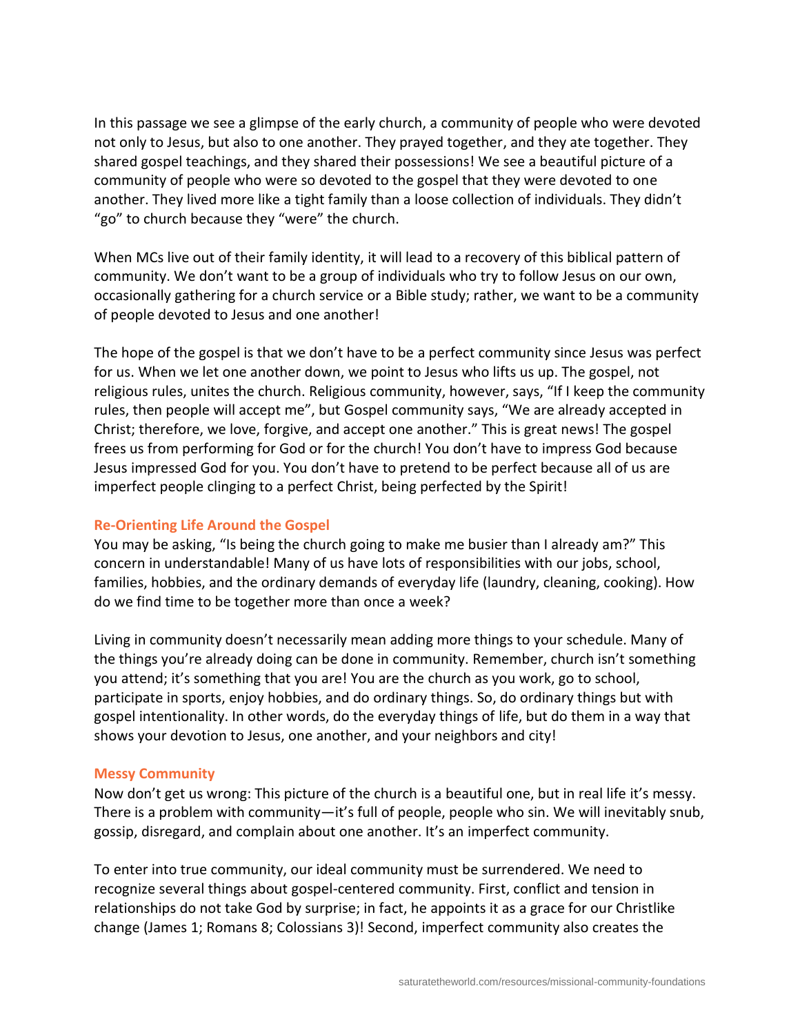In this passage we see a glimpse of the early church, a community of people who were devoted not only to Jesus, but also to one another. They prayed together, and they ate together. They shared gospel teachings, and they shared their possessions! We see a beautiful picture of a community of people who were so devoted to the gospel that they were devoted to one another. They lived more like a tight family than a loose collection of individuals. They didn't "go" to church because they "were" the church.

When MCs live out of their family identity, it will lead to a recovery of this biblical pattern of community. We don't want to be a group of individuals who try to follow Jesus on our own, occasionally gathering for a church service or a Bible study; rather, we want to be a community of people devoted to Jesus and one another!

The hope of the gospel is that we don't have to be a perfect community since Jesus was perfect for us. When we let one another down, we point to Jesus who lifts us up. The gospel, not religious rules, unites the church. Religious community, however, says, "If I keep the community rules, then people will accept me", but Gospel community says, "We are already accepted in Christ; therefore, we love, forgive, and accept one another." This is great news! The gospel frees us from performing for God or for the church! You don't have to impress God because Jesus impressed God for you. You don't have to pretend to be perfect because all of us are imperfect people clinging to a perfect Christ, being perfected by the Spirit!

### Re-Orienting Life Around the Gospel

You may be asking, "Is being the church going to make me busier than I already am?" This concern in understandable! Many of us have lots of responsibilities with our jobs, school, families, hobbies, and the ordinary demands of everyday life (laundry, cleaning, cooking). How do we find time to be together more than once a week?

Living in community doesn't necessarily mean adding more things to your schedule. Many of the things you're already doing can be done in community. Remember, church isn't something you attend; it's something that you are! You are the church as you work, go to school, participate in sports, enjoy hobbies, and do ordinary things. So, do ordinary things but with gospel intentionality. In other words, do the everyday things of life, but do them in a way that shows your devotion to Jesus, one another, and your neighbors and city!

### Messy Community

Now don't get us wrong: This picture of the church is a beautiful one, but in real life it's messy. There is a problem with community—it's full of people, people who sin. We will inevitably snub, gossip, disregard, and complain about one another. It's an imperfect community.

To enter into true community, our ideal community must be surrendered. We need to recognize several things about gospel-centered community. First, conflict and tension in relationships do not take God by surprise; in fact, he appoints it as a grace for our Christlike change (James 1; Romans 8; Colossians 3)! Second, imperfect community also creates the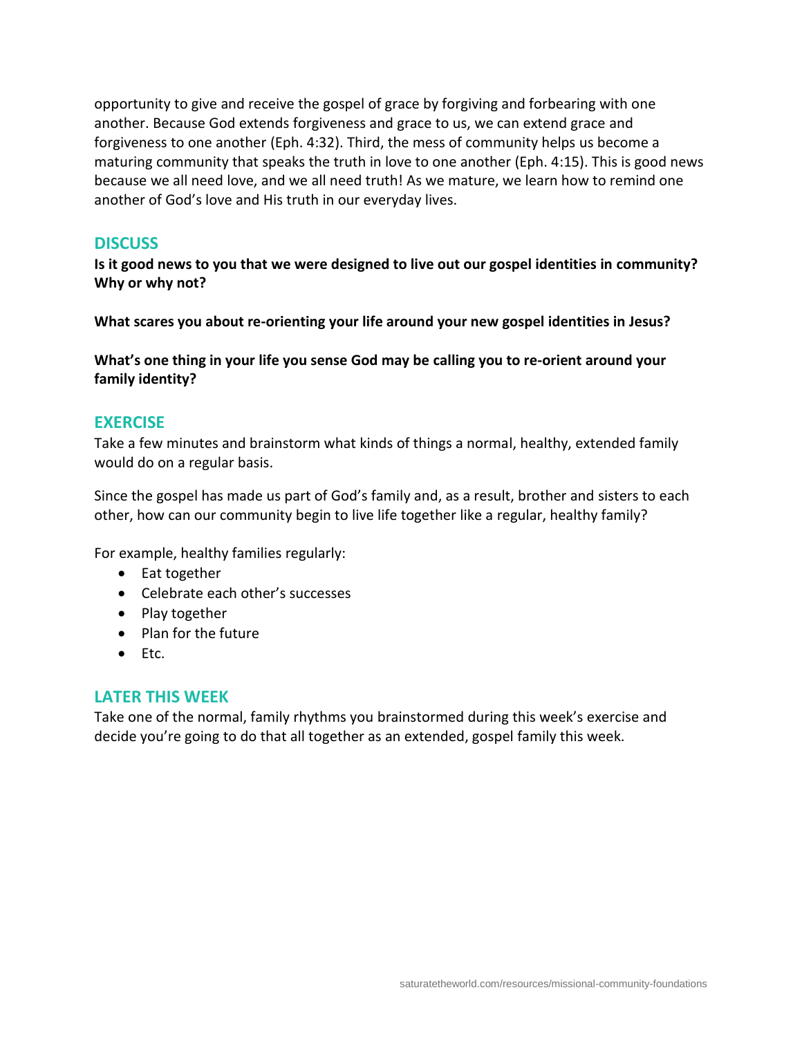opportunity to give and receive the gospel of grace by forgiving and forbearing with one another. Because God extends forgiveness and grace to us, we can extend grace and forgiveness to one another (Eph. 4:32). Third, the mess of community helps us become a maturing community that speaks the truth in love to one another (Eph. 4:15). This is good news because we all need love, and we all need truth! As we mature, we learn how to remind one another of God's love and His truth in our everyday lives.

## DISCUSS

**Is it good news to you that we were designed to live out our gospel identities in community? Why or why not?**

**What scares you about re-orienting your life around your new gospel identities in Jesus?**

**What's one thing in your life you sense God may be calling you to re-orient around your family identity?**

## EXERCISE

Take a few minutes and brainstorm what kinds of things a normal, healthy, extended family would do on a regular basis.

Since the gospel has made us part of God's family and, as a result, brother and sisters to each other, how can our community begin to live life together like a regular, healthy family?

For example, healthy families regularly:

- Eat together
- Celebrate each other's successes
- Play together
- Plan for the future
- Etc.

## LATER THIS WEEK

Take one of the normal, family rhythms you brainstormed during this week's exercise and decide you're going to do that all together as an extended, gospel family this week.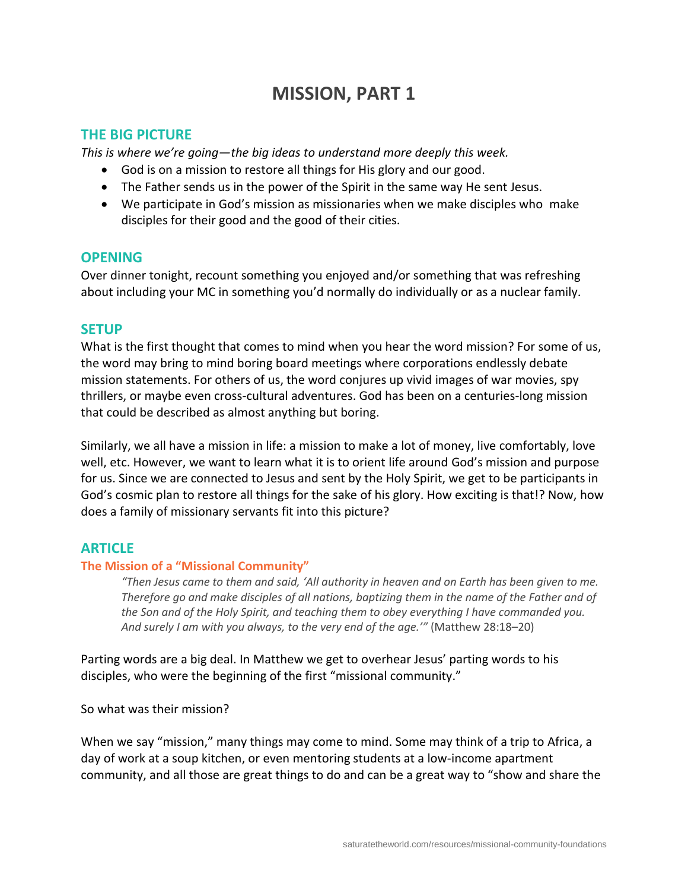# MISSION, PART 1

## THE BIG PICTURE

*This is where we're going—the big ideas to understand more deeply this week.*

- God is on a mission to restore all things for His glory and our good.
- The Father sends us in the power of the Spirit in the same way He sent Jesus.
- We participate in God's mission as missionaries when we make disciples who make disciples for their good and the good of their cities.

## OPENING

Over dinner tonight, recount something you enjoyed and/or something that was refreshing about including your MC in something you'd normally do individually or as a nuclear family.

## SETUP

What is the first thought that comes to mind when you hear the word mission? For some of us, the word may bring to mind boring board meetings where corporations endlessly debate mission statements. For others of us, the word conjures up vivid images of war movies, spy thrillers, or maybe even cross-cultural adventures. God has been on a centuries-long mission that could be described as almost anything but boring.

Similarly, we all have a mission in life: a mission to make a lot of money, live comfortably, love well, etc. However, we want to learn what it is to orient life around God's mission and purpose for us. Since we are connected to Jesus and sent by the Holy Spirit, we get to be participants in God's cosmic plan to restore all things for the sake of his glory. How exciting is that!? Now, how does a family of missionary servants fit into this picture?

## ARTICLE

### The Mission of a "Missional Community"

> *"Then Jesus came to them and said, 'All authority in heaven and on Earth has been given to me. Therefore go and make disciples of all nations, baptizing them in the name of the Father and of the Son and of the Holy Spirit, and teaching them to obey everything I have commanded you. And surely I am with you always, to the very end of the age.'"* (Matthew 28:18–20)

Parting words are a big deal. In Matthew we get to overhear Jesus' parting words to his disciples, who were the beginning of the first "missional community."

So what was their mission?

When we say "mission," many things may come to mind. Some may think of a trip to Africa, a day of work at a soup kitchen, or even mentoring students at a low-income apartment community, and all those are great things to do and can be a great way to "show and share the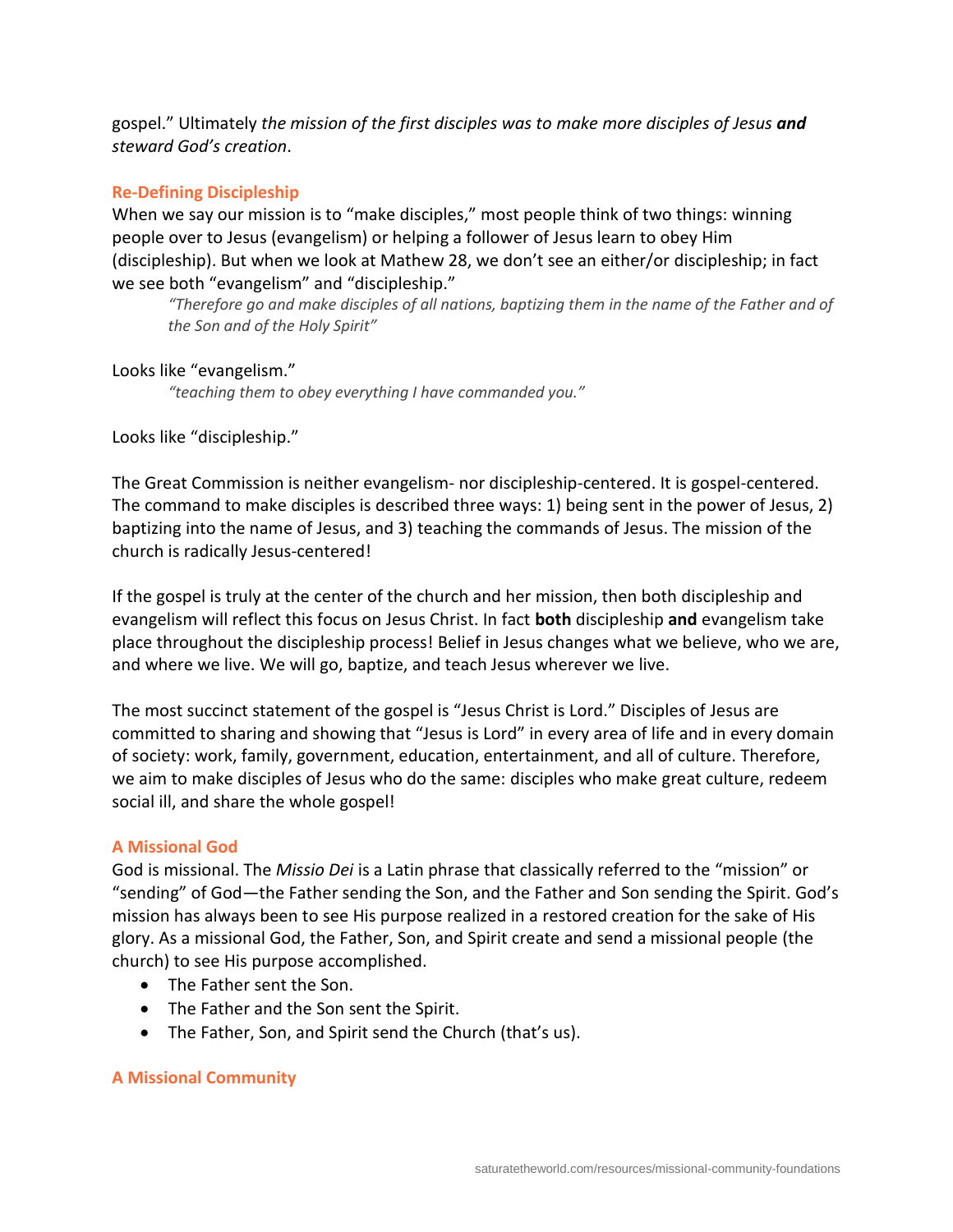gospel." Ultimately *the mission of the first disciples was to make more disciples of Jesus **and** steward God's creation*.

### Re-Defining Discipleship

When we say our mission is to "make disciples," most people think of two things: winning people over to Jesus (evangelism) or helping a follower of Jesus learn to obey Him (discipleship). But when we look at Mathew 28, we don't see an either/or discipleship; in fact we see both "evangelism" and "discipleship."

> *"Therefore go and make disciples of all nations, baptizing them in the name of the Father and of the Son and of the Holy Spirit"*

Looks like "evangelism."

> *"teaching them to obey everything I have commanded you."*

Looks like "discipleship."

The Great Commission is neither evangelism- nor discipleship-centered. It is gospel-centered. The command to make disciples is described three ways: 1) being sent in the power of Jesus, 2) baptizing into the name of Jesus, and 3) teaching the commands of Jesus. The mission of the church is radically Jesus-centered!

If the gospel is truly at the center of the church and her mission, then both discipleship and evangelism will reflect this focus on Jesus Christ. In fact **both** discipleship **and** evangelism take place throughout the discipleship process! Belief in Jesus changes what we believe, who we are, and where we live. We will go, baptize, and teach Jesus wherever we live.

The most succinct statement of the gospel is "Jesus Christ is Lord." Disciples of Jesus are committed to sharing and showing that "Jesus is Lord" in every area of life and in every domain of society: work, family, government, education, entertainment, and all of culture. Therefore, we aim to make disciples of Jesus who do the same: disciples who make great culture, redeem social ill, and share the whole gospel!

### A Missional God

God is missional. The *Missio Dei* is a Latin phrase that classically referred to the "mission" or "sending" of God—the Father sending the Son, and the Father and Son sending the Spirit. God's mission has always been to see His purpose realized in a restored creation for the sake of His glory. As a missional God, the Father, Son, and Spirit create and send a missional people (the church) to see His purpose accomplished.

- The Father sent the Son.
- The Father and the Son sent the Spirit.
- The Father, Son, and Spirit send the Church (that's us).

### A Missional Community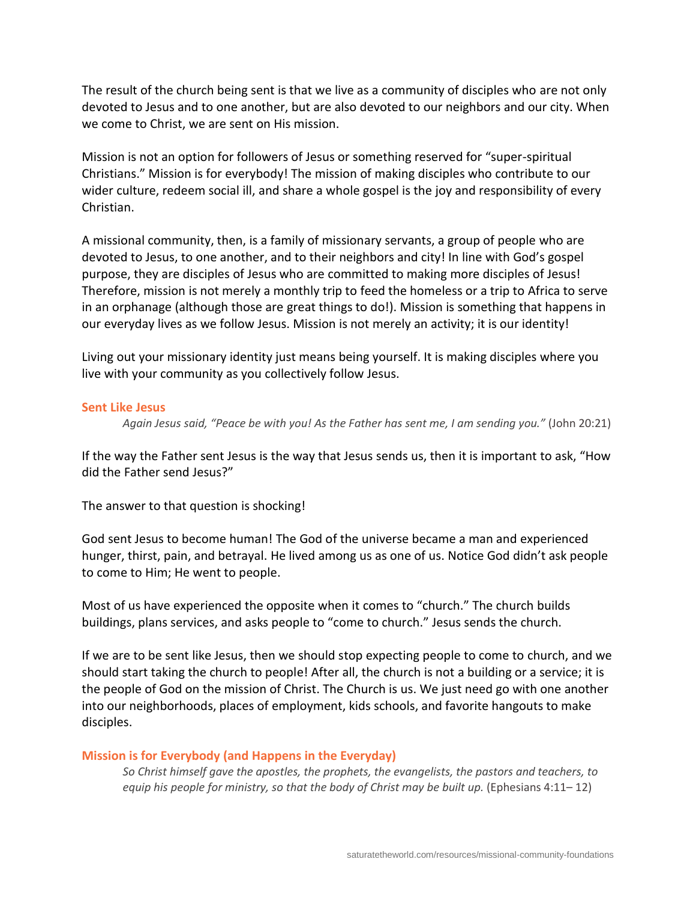The result of the church being sent is that we live as a community of disciples who are not only devoted to Jesus and to one another, but are also devoted to our neighbors and our city. When we come to Christ, we are sent on His mission.

Mission is not an option for followers of Jesus or something reserved for "super-spiritual Christians." Mission is for everybody! The mission of making disciples who contribute to our wider culture, redeem social ill, and share a whole gospel is the joy and responsibility of every Christian.

A missional community, then, is a family of missionary servants, a group of people who are devoted to Jesus, to one another, and to their neighbors and city! In line with God's gospel purpose, they are disciples of Jesus who are committed to making more disciples of Jesus! Therefore, mission is not merely a monthly trip to feed the homeless or a trip to Africa to serve in an orphanage (although those are great things to do!). Mission is something that happens in our everyday lives as we follow Jesus. Mission is not merely an activity; it is our identity!

Living out your missionary identity just means being yourself. It is making disciples where you live with your community as you collectively follow Jesus.

### Sent Like Jesus

> *Again Jesus said, "Peace be with you! As the Father has sent me, I am sending you."* (John 20:21)

If the way the Father sent Jesus is the way that Jesus sends us, then it is important to ask, "How did the Father send Jesus?"

The answer to that question is shocking!

God sent Jesus to become human! The God of the universe became a man and experienced hunger, thirst, pain, and betrayal. He lived among us as one of us. Notice God didn't ask people to come to Him; He went to people.

Most of us have experienced the opposite when it comes to "church." The church builds buildings, plans services, and asks people to "come to church." Jesus sends the church.

If we are to be sent like Jesus, then we should stop expecting people to come to church, and we should start taking the church to people! After all, the church is not a building or a service; it is the people of God on the mission of Christ. The Church is us. We just need go with one another into our neighborhoods, places of employment, kids schools, and favorite hangouts to make disciples.

### Mission is for Everybody (and Happens in the Everyday)

> *So Christ himself gave the apostles, the prophets, the evangelists, the pastors and teachers, to equip his people for ministry, so that the body of Christ may be built up.* (Ephesians 4:11– 12)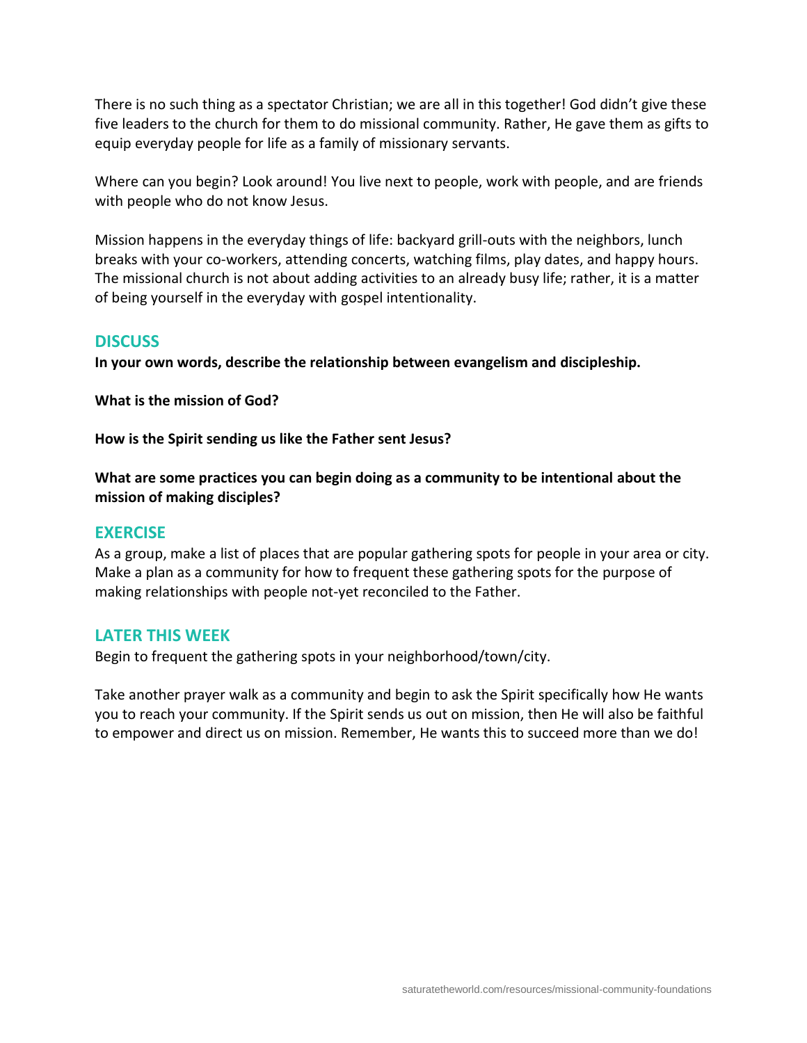There is no such thing as a spectator Christian; we are all in this together! God didn't give these five leaders to the church for them to do missional community. Rather, He gave them as gifts to equip everyday people for life as a family of missionary servants.

Where can you begin? Look around! You live next to people, work with people, and are friends with people who do not know Jesus.

Mission happens in the everyday things of life: backyard grill-outs with the neighbors, lunch breaks with your co-workers, attending concerts, watching films, play dates, and happy hours. The missional church is not about adding activities to an already busy life; rather, it is a matter of being yourself in the everyday with gospel intentionality.

## DISCUSS

**In your own words, describe the relationship between evangelism and discipleship.**

**What is the mission of God?**

**How is the Spirit sending us like the Father sent Jesus?**

**What are some practices you can begin doing as a community to be intentional about the mission of making disciples?**

## EXERCISE

As a group, make a list of places that are popular gathering spots for people in your area or city. Make a plan as a community for how to frequent these gathering spots for the purpose of making relationships with people not-yet reconciled to the Father.

## LATER THIS WEEK

Begin to frequent the gathering spots in your neighborhood/town/city.

Take another prayer walk as a community and begin to ask the Spirit specifically how He wants you to reach your community. If the Spirit sends us out on mission, then He will also be faithful to empower and direct us on mission. Remember, He wants this to succeed more than we do!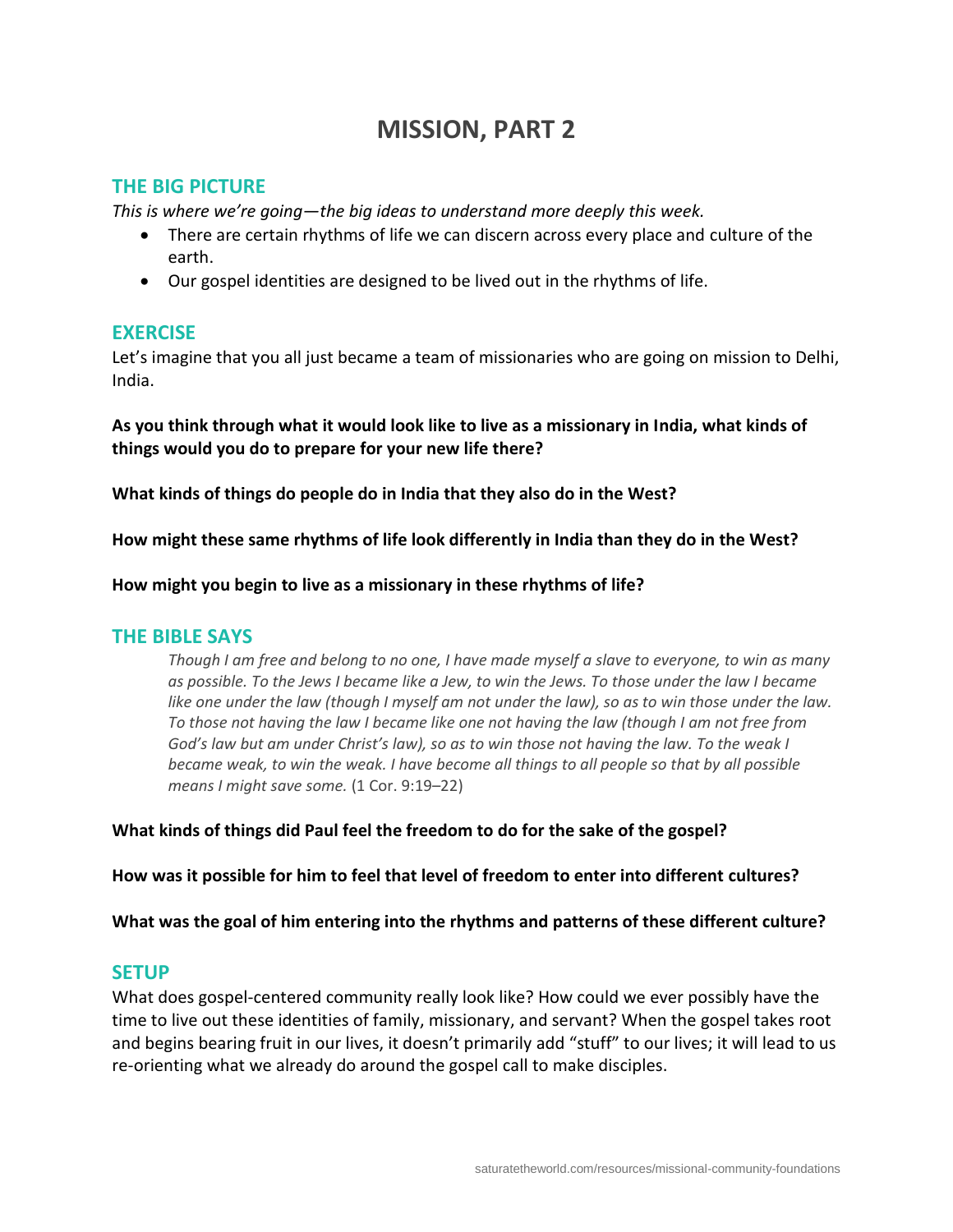# MISSION, PART 2

## THE BIG PICTURE

*This is where we're going—the big ideas to understand more deeply this week.*

- There are certain rhythms of life we can discern across every place and culture of the earth.
- Our gospel identities are designed to be lived out in the rhythms of life.

## EXERCISE

Let's imagine that you all just became a team of missionaries who are going on mission to Delhi, India.

**As you think through what it would look like to live as a missionary in India, what kinds of things would you do to prepare for your new life there?**

**What kinds of things do people do in India that they also do in the West?**

**How might these same rhythms of life look differently in India than they do in the West?**

**How might you begin to live as a missionary in these rhythms of life?**

## THE BIBLE SAYS

> *Though I am free and belong to no one, I have made myself a slave to everyone, to win as many as possible. To the Jews I became like a Jew, to win the Jews. To those under the law I became like one under the law (though I myself am not under the law), so as to win those under the law. To those not having the law I became like one not having the law (though I am not free from God's law but am under Christ's law), so as to win those not having the law. To the weak I became weak, to win the weak. I have become all things to all people so that by all possible means I might save some.* (1 Cor. 9:19–22)

**What kinds of things did Paul feel the freedom to do for the sake of the gospel?**

**How was it possible for him to feel that level of freedom to enter into different cultures?**

**What was the goal of him entering into the rhythms and patterns of these different culture?**

## SETUP

What does gospel-centered community really look like? How could we ever possibly have the time to live out these identities of family, missionary, and servant? When the gospel takes root and begins bearing fruit in our lives, it doesn't primarily add "stuff" to our lives; it will lead to us re-orienting what we already do around the gospel call to make disciples.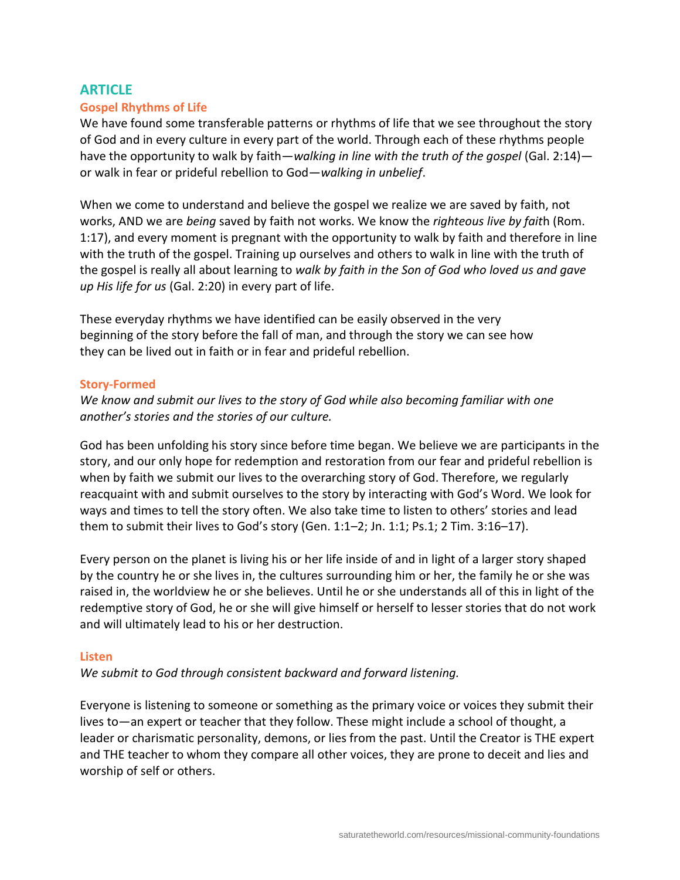## ARTICLE

### Gospel Rhythms of Life

We have found some transferable patterns or rhythms of life that we see throughout the story of God and in every culture in every part of the world. Through each of these rhythms people have the opportunity to walk by faith—*walking in line with the truth of the gospel* (Gal. 2:14)—or walk in fear or prideful rebellion to God—*walking in unbelief*.

When we come to understand and believe the gospel we realize we are saved by faith, not works, AND we are *being* saved by faith not works. We know the *righteous live by fait*h (Rom. 1:17), and every moment is pregnant with the opportunity to walk by faith and therefore in line with the truth of the gospel. Training up ourselves and others to walk in line with the truth of the gospel is really all about learning to *walk by faith in the Son of God who loved us and gave up His life for us* (Gal. 2:20) in every part of life.

These everyday rhythms we have identified can be easily observed in the very beginning of the story before the fall of man, and through the story we can see how they can be lived out in faith or in fear and prideful rebellion.

### Story-Formed

*We know and submit our lives to the story of God while also becoming familiar with one another's stories and the stories of our culture.*

God has been unfolding his story since before time began. We believe we are participants in the story, and our only hope for redemption and restoration from our fear and prideful rebellion is when by faith we submit our lives to the overarching story of God. Therefore, we regularly reacquaint with and submit ourselves to the story by interacting with God's Word. We look for ways and times to tell the story often. We also take time to listen to others' stories and lead them to submit their lives to God's story (Gen. 1:1–2; Jn. 1:1; Ps.1; 2 Tim. 3:16–17).

Every person on the planet is living his or her life inside of and in light of a larger story shaped by the country he or she lives in, the cultures surrounding him or her, the family he or she was raised in, the worldview he or she believes. Until he or she understands all of this in light of the redemptive story of God, he or she will give himself or herself to lesser stories that do not work and will ultimately lead to his or her destruction.

### Listen

*We submit to God through consistent backward and forward listening.*

Everyone is listening to someone or something as the primary voice or voices they submit their lives to—an expert or teacher that they follow. These might include a school of thought, a leader or charismatic personality, demons, or lies from the past. Until the Creator is THE expert and THE teacher to whom they compare all other voices, they are prone to deceit and lies and worship of self or others.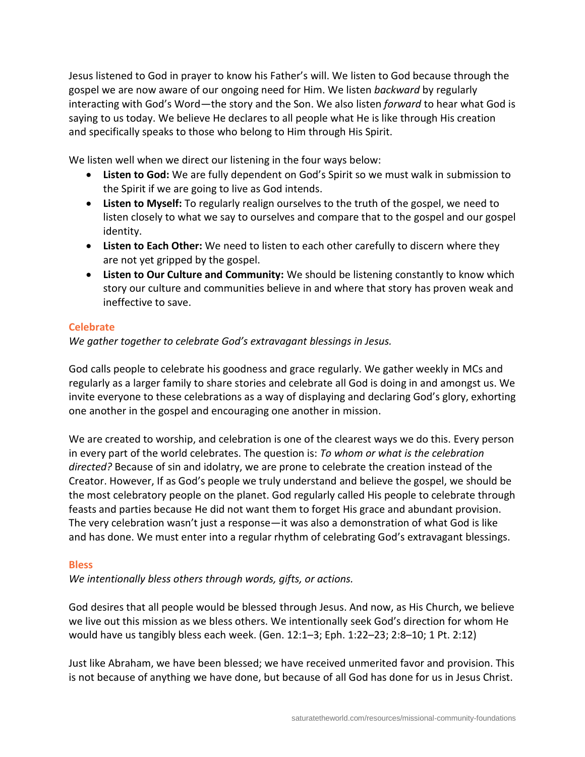Jesus listened to God in prayer to know his Father's will. We listen to God because through the gospel we are now aware of our ongoing need for Him. We listen *backward* by regularly interacting with God's Word—the story and the Son. We also listen *forward* to hear what God is saying to us today. We believe He declares to all people what He is like through His creation and specifically speaks to those who belong to Him through His Spirit.

We listen well when we direct our listening in the four ways below:

- **Listen to God:** We are fully dependent on God's Spirit so we must walk in submission to the Spirit if we are going to live as God intends.
- **Listen to Myself:** To regularly realign ourselves to the truth of the gospel, we need to listen closely to what we say to ourselves and compare that to the gospel and our gospel identity.
- **Listen to Each Other:** We need to listen to each other carefully to discern where they are not yet gripped by the gospel.
- **Listen to Our Culture and Community:** We should be listening constantly to know which story our culture and communities believe in and where that story has proven weak and ineffective to save.

### Celebrate

*We gather together to celebrate God's extravagant blessings in Jesus.*

God calls people to celebrate his goodness and grace regularly. We gather weekly in MCs and regularly as a larger family to share stories and celebrate all God is doing in and amongst us. We invite everyone to these celebrations as a way of displaying and declaring God's glory, exhorting one another in the gospel and encouraging one another in mission.

We are created to worship, and celebration is one of the clearest ways we do this. Every person in every part of the world celebrates. The question is: *To whom or what is the celebration directed?* Because of sin and idolatry, we are prone to celebrate the creation instead of the Creator. However, If as God's people we truly understand and believe the gospel, we should be the most celebratory people on the planet. God regularly called His people to celebrate through feasts and parties because He did not want them to forget His grace and abundant provision. The very celebration wasn't just a response—it was also a demonstration of what God is like and has done. We must enter into a regular rhythm of celebrating God's extravagant blessings.

### Bless

*We intentionally bless others through words, gifts, or actions.*

God desires that all people would be blessed through Jesus. And now, as His Church, we believe we live out this mission as we bless others. We intentionally seek God's direction for whom He would have us tangibly bless each week. (Gen. 12:1–3; Eph. 1:22–23; 2:8–10; 1 Pt. 2:12)

Just like Abraham, we have been blessed; we have received unmerited favor and provision. This is not because of anything we have done, but because of all God has done for us in Jesus Christ.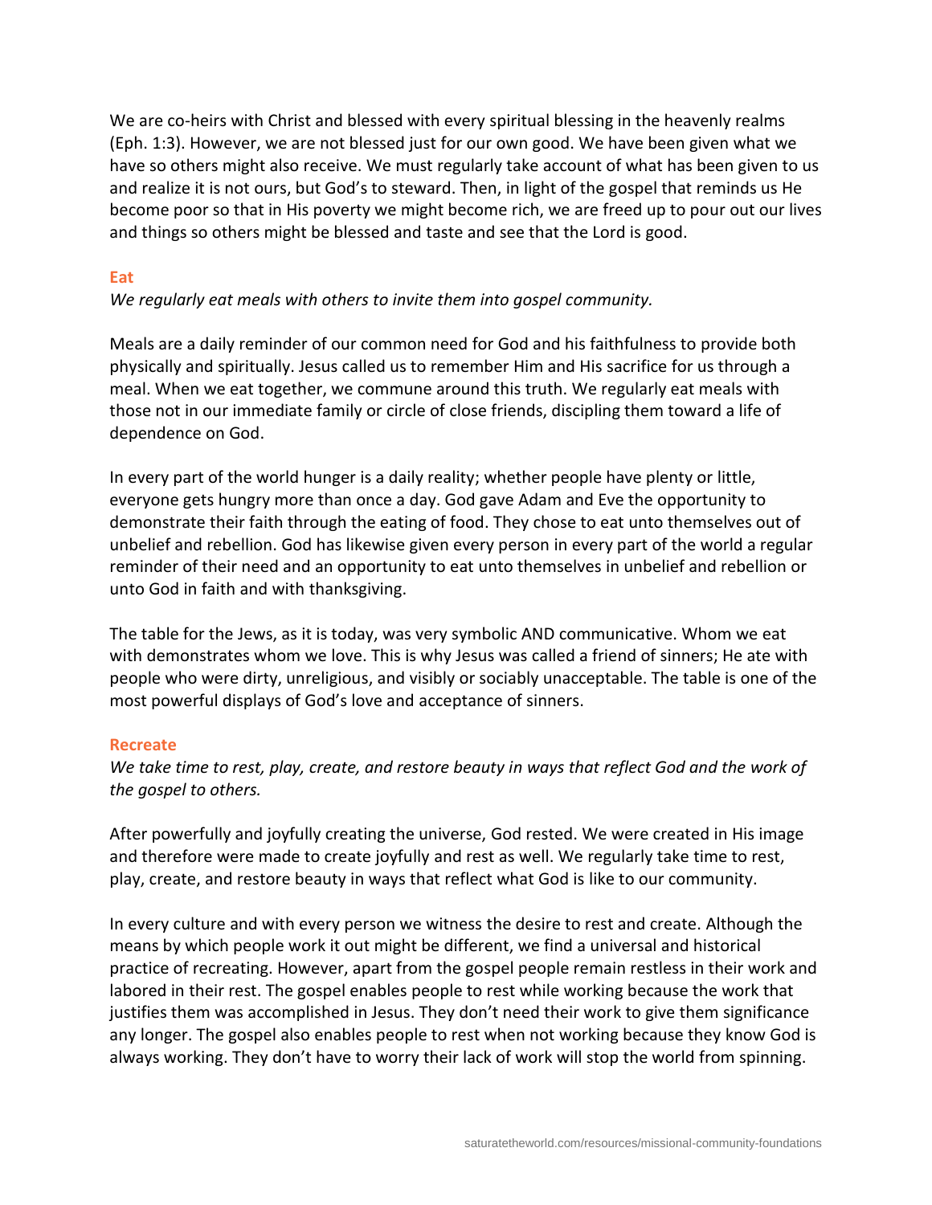We are co-heirs with Christ and blessed with every spiritual blessing in the heavenly realms (Eph. 1:3). However, we are not blessed just for our own good. We have been given what we have so others might also receive. We must regularly take account of what has been given to us and realize it is not ours, but God's to steward. Then, in light of the gospel that reminds us He become poor so that in His poverty we might become rich, we are freed up to pour out our lives and things so others might be blessed and taste and see that the Lord is good.

### Eat

*We regularly eat meals with others to invite them into gospel community.*

Meals are a daily reminder of our common need for God and his faithfulness to provide both physically and spiritually. Jesus called us to remember Him and His sacrifice for us through a meal. When we eat together, we commune around this truth. We regularly eat meals with those not in our immediate family or circle of close friends, discipling them toward a life of dependence on God.

In every part of the world hunger is a daily reality; whether people have plenty or little, everyone gets hungry more than once a day. God gave Adam and Eve the opportunity to demonstrate their faith through the eating of food. They chose to eat unto themselves out of unbelief and rebellion. God has likewise given every person in every part of the world a regular reminder of their need and an opportunity to eat unto themselves in unbelief and rebellion or unto God in faith and with thanksgiving.

The table for the Jews, as it is today, was very symbolic AND communicative. Whom we eat with demonstrates whom we love. This is why Jesus was called a friend of sinners; He ate with people who were dirty, unreligious, and visibly or sociably unacceptable. The table is one of the most powerful displays of God's love and acceptance of sinners.

### Recreate

*We take time to rest, play, create, and restore beauty in ways that reflect God and the work of the gospel to others.*

After powerfully and joyfully creating the universe, God rested. We were created in His image and therefore were made to create joyfully and rest as well. We regularly take time to rest, play, create, and restore beauty in ways that reflect what God is like to our community.

In every culture and with every person we witness the desire to rest and create. Although the means by which people work it out might be different, we find a universal and historical practice of recreating. However, apart from the gospel people remain restless in their work and labored in their rest. The gospel enables people to rest while working because the work that justifies them was accomplished in Jesus. They don't need their work to give them significance any longer. The gospel also enables people to rest when not working because they know God is always working. They don't have to worry their lack of work will stop the world from spinning.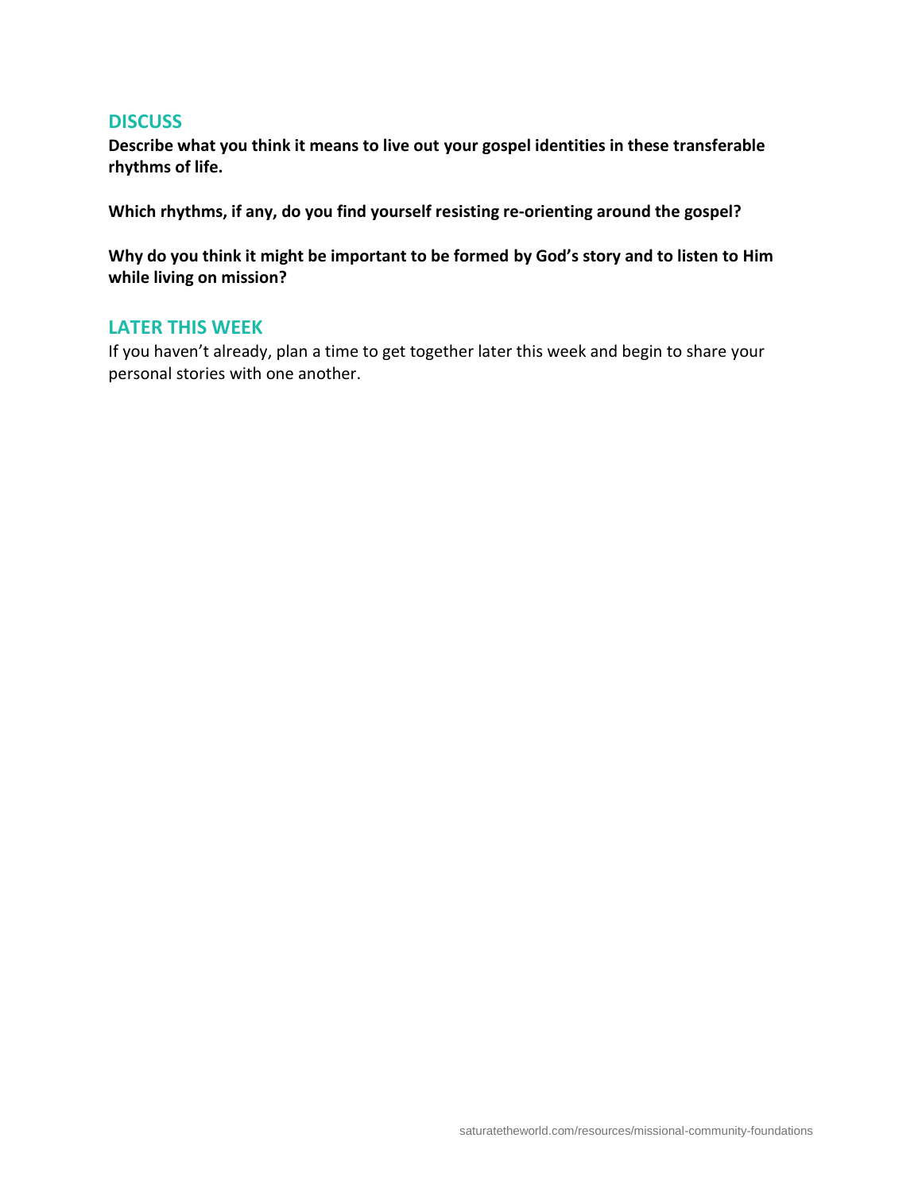## DISCUSS

**Describe what you think it means to live out your gospel identities in these transferable rhythms of life.**

**Which rhythms, if any, do you find yourself resisting re-orienting around the gospel?**

**Why do you think it might be important to be formed by God's story and to listen to Him while living on mission?**

## LATER THIS WEEK

If you haven't already, plan a time to get together later this week and begin to share your personal stories with one another.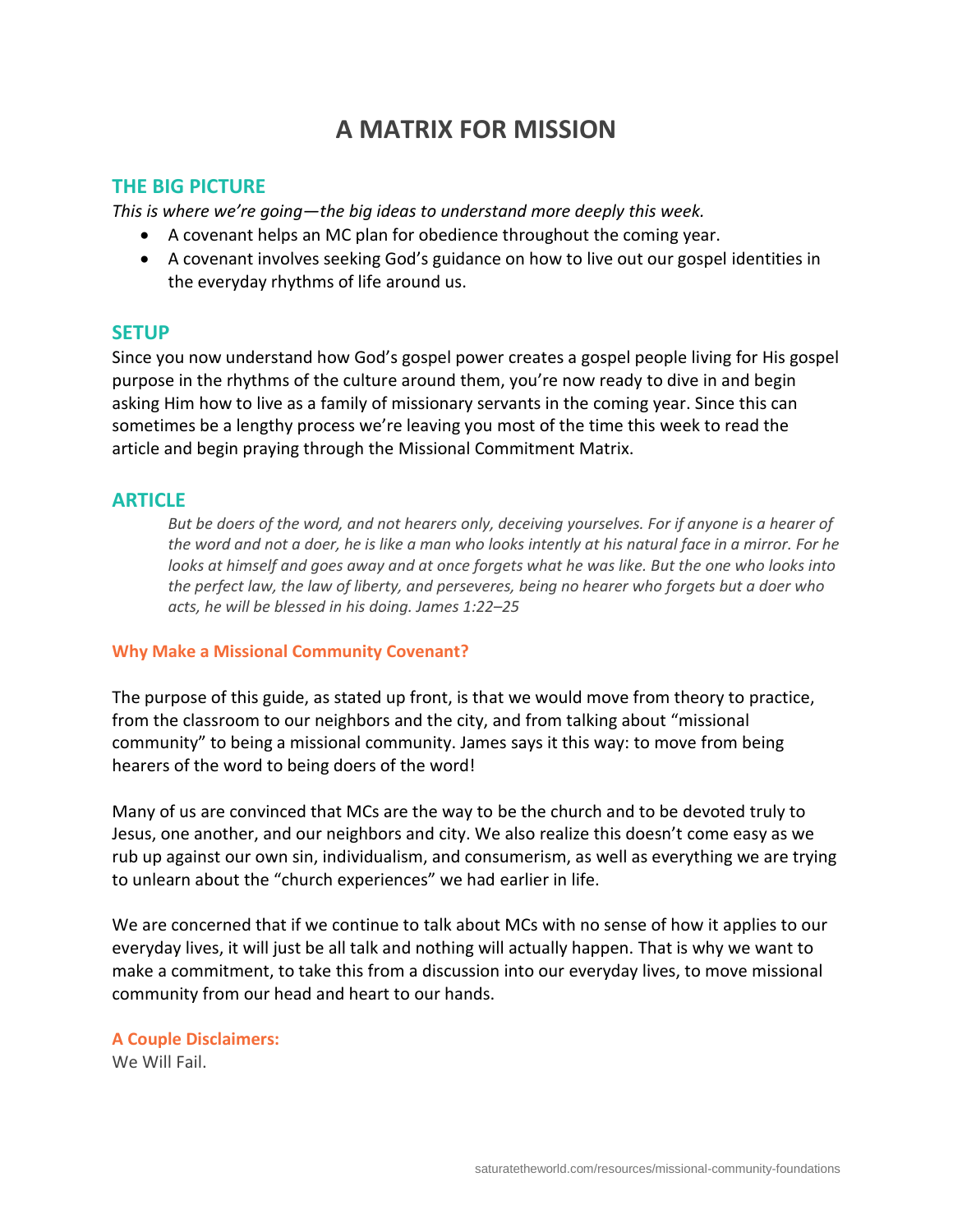# A MATRIX FOR MISSION

## THE BIG PICTURE

*This is where we're going—the big ideas to understand more deeply this week.*

- A covenant helps an MC plan for obedience throughout the coming year.
- A covenant involves seeking God's guidance on how to live out our gospel identities in the everyday rhythms of life around us.

## SETUP

Since you now understand how God's gospel power creates a gospel people living for His gospel purpose in the rhythms of the culture around them, you're now ready to dive in and begin asking Him how to live as a family of missionary servants in the coming year. Since this can sometimes be a lengthy process we're leaving you most of the time this week to read the article and begin praying through the Missional Commitment Matrix.

## ARTICLE

> *But be doers of the word, and not hearers only, deceiving yourselves. For if anyone is a hearer of the word and not a doer, he is like a man who looks intently at his natural face in a mirror. For he looks at himself and goes away and at once forgets what he was like. But the one who looks into the perfect law, the law of liberty, and perseveres, being no hearer who forgets but a doer who acts, he will be blessed in his doing. James 1:22–25*

### Why Make a Missional Community Covenant?

The purpose of this guide, as stated up front, is that we would move from theory to practice, from the classroom to our neighbors and the city, and from talking about "missional community" to being a missional community. James says it this way: to move from being hearers of the word to being doers of the word!

Many of us are convinced that MCs are the way to be the church and to be devoted truly to Jesus, one another, and our neighbors and city. We also realize this doesn't come easy as we rub up against our own sin, individualism, and consumerism, as well as everything we are trying to unlearn about the "church experiences" we had earlier in life.

We are concerned that if we continue to talk about MCs with no sense of how it applies to our everyday lives, it will just be all talk and nothing will actually happen. That is why we want to make a commitment, to take this from a discussion into our everyday lives, to move missional community from our head and heart to our hands.

### A Couple Disclaimers:

We Will Fail.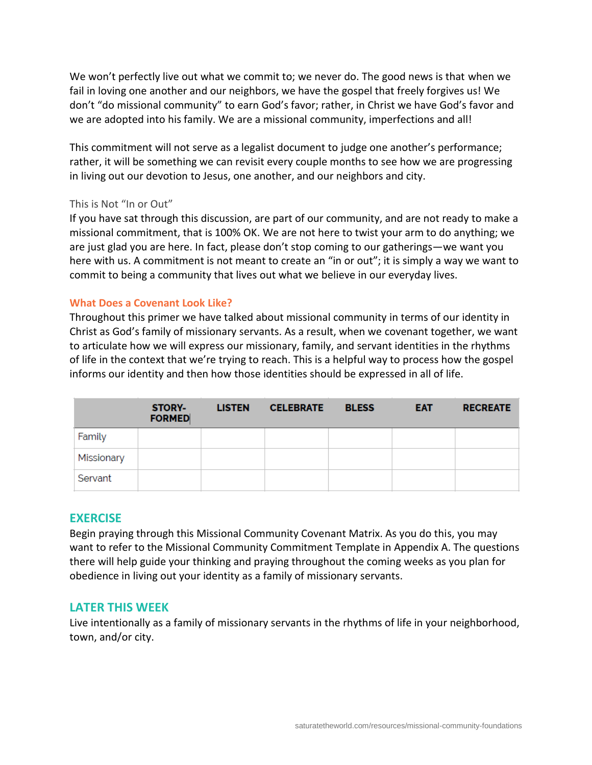We won't perfectly live out what we commit to; we never do. The good news is that when we fail in loving one another and our neighbors, we have the gospel that freely forgives us! We don't "do missional community" to earn God's favor; rather, in Christ we have God's favor and we are adopted into his family. We are a missional community, imperfections and all!

This commitment will not serve as a legalist document to judge one another's performance; rather, it will be something we can revisit every couple months to see how we are progressing in living out our devotion to Jesus, one another, and our neighbors and city.

### This is Not "In or Out"

If you have sat through this discussion, are part of our community, and are not ready to make a missional commitment, that is 100% OK. We are not here to twist your arm to do anything; we are just glad you are here. In fact, please don't stop coming to our gatherings—we want you here with us. A commitment is not meant to create an "in or out"; it is simply a way we want to commit to being a community that lives out what we believe in our everyday lives.

### What Does a Covenant Look Like?

Throughout this primer we have talked about missional community in terms of our identity in Christ as God's family of missionary servants. As a result, when we covenant together, we want to articulate how we will express our missionary, family, and servant identities in the rhythms of life in the context that we're trying to reach. This is a helpful way to process how the gospel informs our identity and then how those identities should be expressed in all of life.

| | STORY-FORMED | LISTEN | CELEBRATE | BLESS | EAT | RECREATE |
|---|---|---|---|---|---|---|
| Family | | | | | | |
| Missionary | | | | | | |
| Servant | | | | | | |

## EXERCISE

Begin praying through this Missional Community Covenant Matrix. As you do this, you may want to refer to the Missional Community Commitment Template in Appendix A. The questions there will help guide your thinking and praying throughout the coming weeks as you plan for obedience in living out your identity as a family of missionary servants.

## LATER THIS WEEK

Live intentionally as a family of missionary servants in the rhythms of life in your neighborhood, town, and/or city.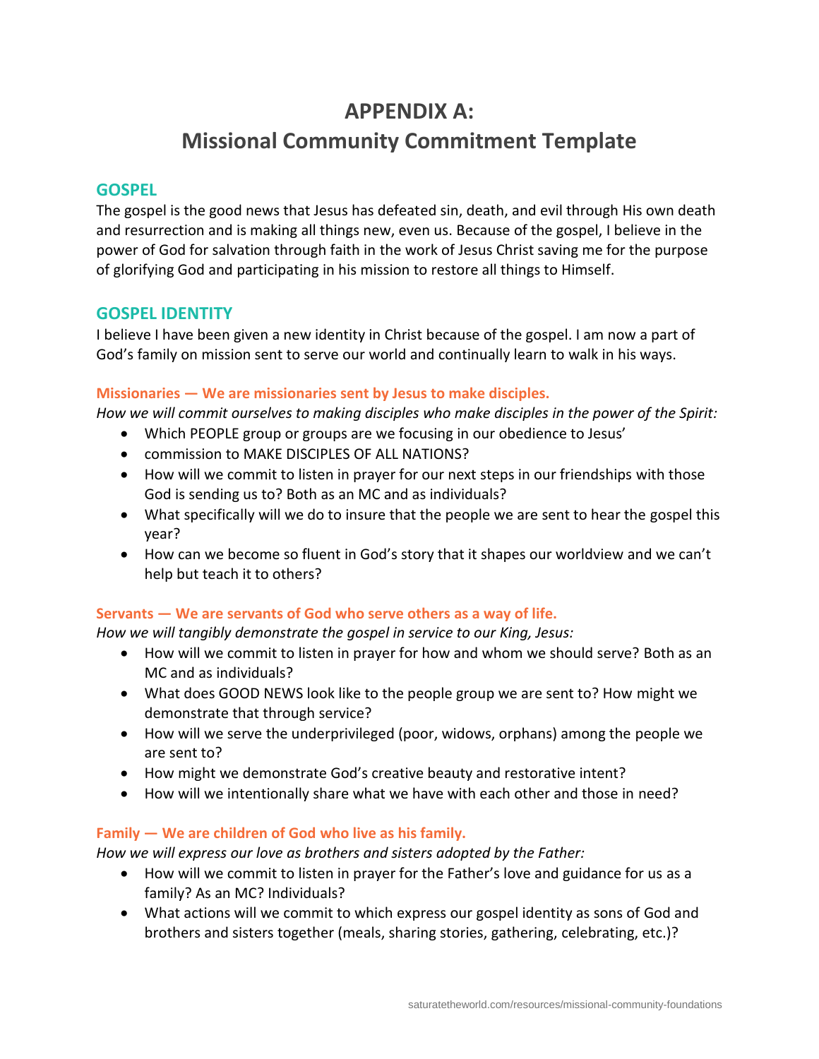# APPENDIX A:
# Missional Community Commitment Template

## GOSPEL

The gospel is the good news that Jesus has defeated sin, death, and evil through His own death and resurrection and is making all things new, even us. Because of the gospel, I believe in the power of God for salvation through faith in the work of Jesus Christ saving me for the purpose of glorifying God and participating in his mission to restore all things to Himself.

## GOSPEL IDENTITY

I believe I have been given a new identity in Christ because of the gospel. I am now a part of God's family on mission sent to serve our world and continually learn to walk in his ways.

### Missionaries — We are missionaries sent by Jesus to make disciples.

*How we will commit ourselves to making disciples who make disciples in the power of the Spirit:*

- Which PEOPLE group or groups are we focusing in our obedience to Jesus'
- commission to MAKE DISCIPLES OF ALL NATIONS?
- How will we commit to listen in prayer for our next steps in our friendships with those God is sending us to? Both as an MC and as individuals?
- What specifically will we do to insure that the people we are sent to hear the gospel this year?
- How can we become so fluent in God's story that it shapes our worldview and we can't help but teach it to others?

### Servants — We are servants of God who serve others as a way of life.

*How we will tangibly demonstrate the gospel in service to our King, Jesus:*

- How will we commit to listen in prayer for how and whom we should serve? Both as an MC and as individuals?
- What does GOOD NEWS look like to the people group we are sent to? How might we demonstrate that through service?
- How will we serve the underprivileged (poor, widows, orphans) among the people we are sent to?
- How might we demonstrate God's creative beauty and restorative intent?
- How will we intentionally share what we have with each other and those in need?

### Family — We are children of God who live as his family.

*How we will express our love as brothers and sisters adopted by the Father:*

- How will we commit to listen in prayer for the Father's love and guidance for us as a family? As an MC? Individuals?
- What actions will we commit to which express our gospel identity as sons of God and brothers and sisters together (meals, sharing stories, gathering, celebrating, etc.)?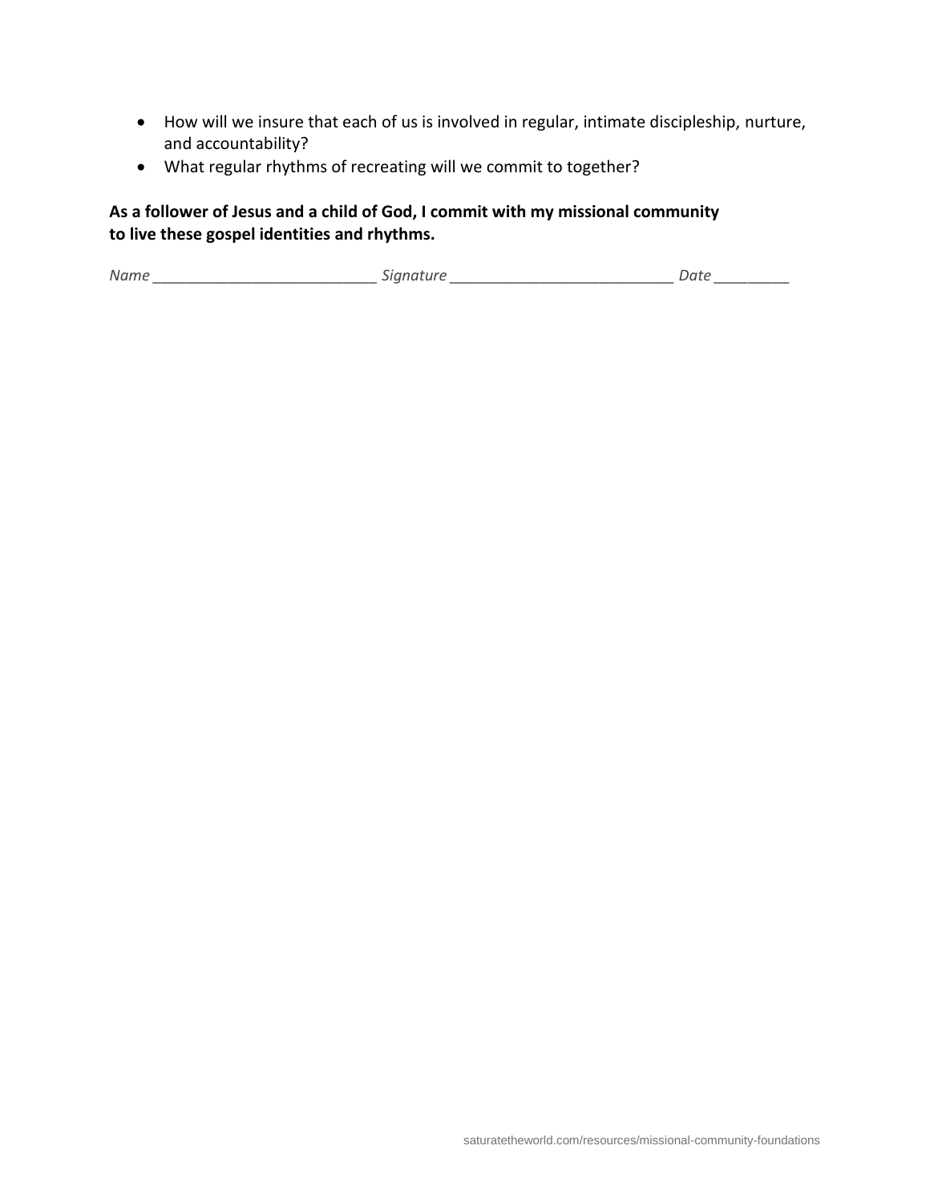- How will we insure that each of us is involved in regular, intimate discipleship, nurture, and accountability?
- What regular rhythms of recreating will we commit to together?

**As a follower of Jesus and a child of God, I commit with my missional community to live these gospel identities and rhythms.**

*Name* ___________________________ *Signature* ___________________________ *Date* _________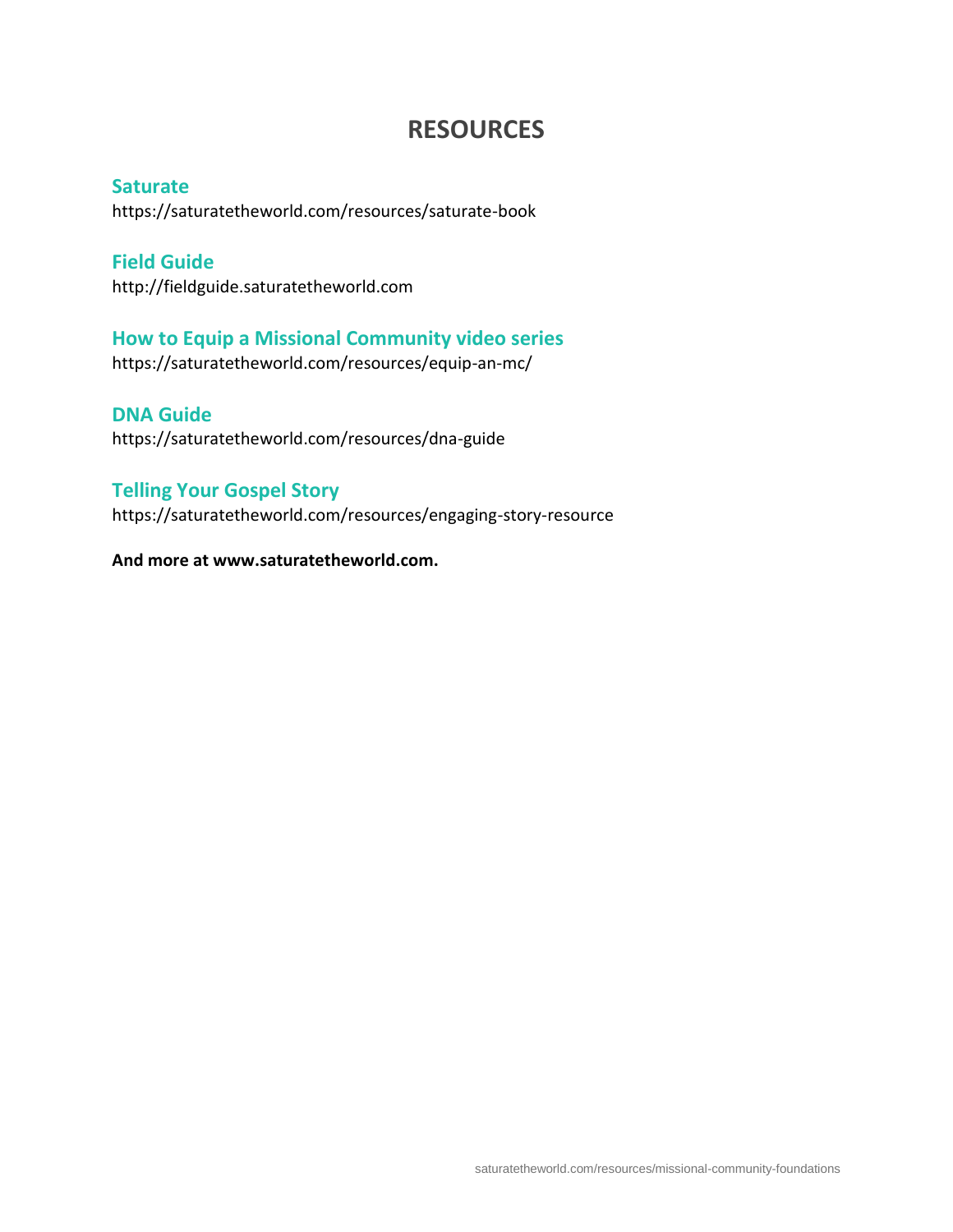# RESOURCES

**Saturate**
https://saturatetheworld.com/resources/saturate-book

**Field Guide**
http://fieldguide.saturatetheworld.com

**How to Equip a Missional Community video series**
https://saturatetheworld.com/resources/equip-an-mc/

**DNA Guide**
https://saturatetheworld.com/resources/dna-guide

**Telling Your Gospel Story**
https://saturatetheworld.com/resources/engaging-story-resource

**And more at www.saturatetheworld.com.**